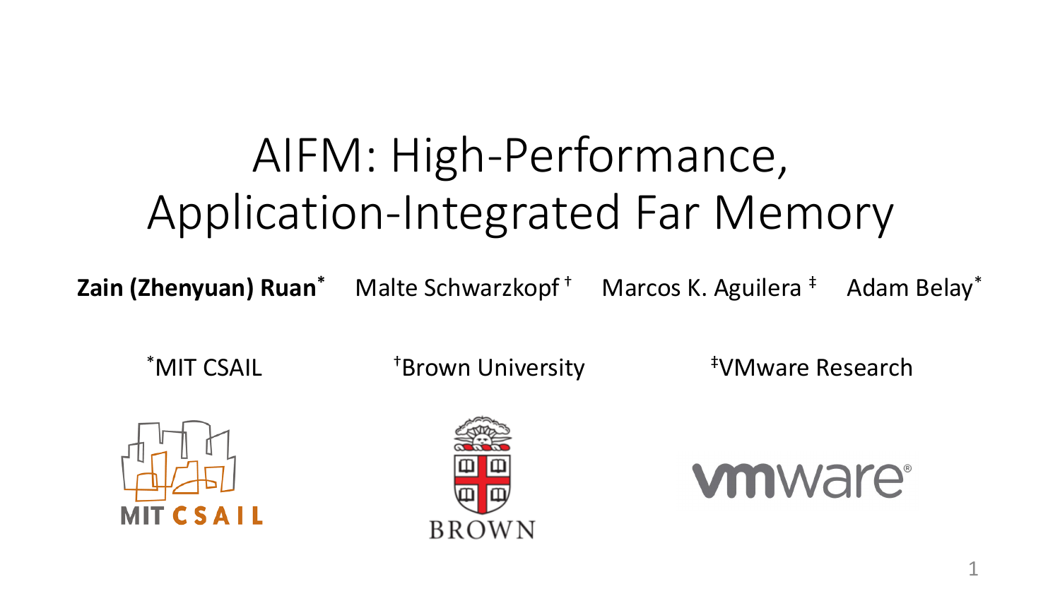# AIFM: High-Performance, Application-Integrated Far Memory

**Zain (Zhenyuan) Ruan**[*] Malte Schwarzkopf[†] Marcos K. Aguilera[‡] Adam Belay[*]

[*]MIT CSAIL [†]Brown University [‡]VMware Research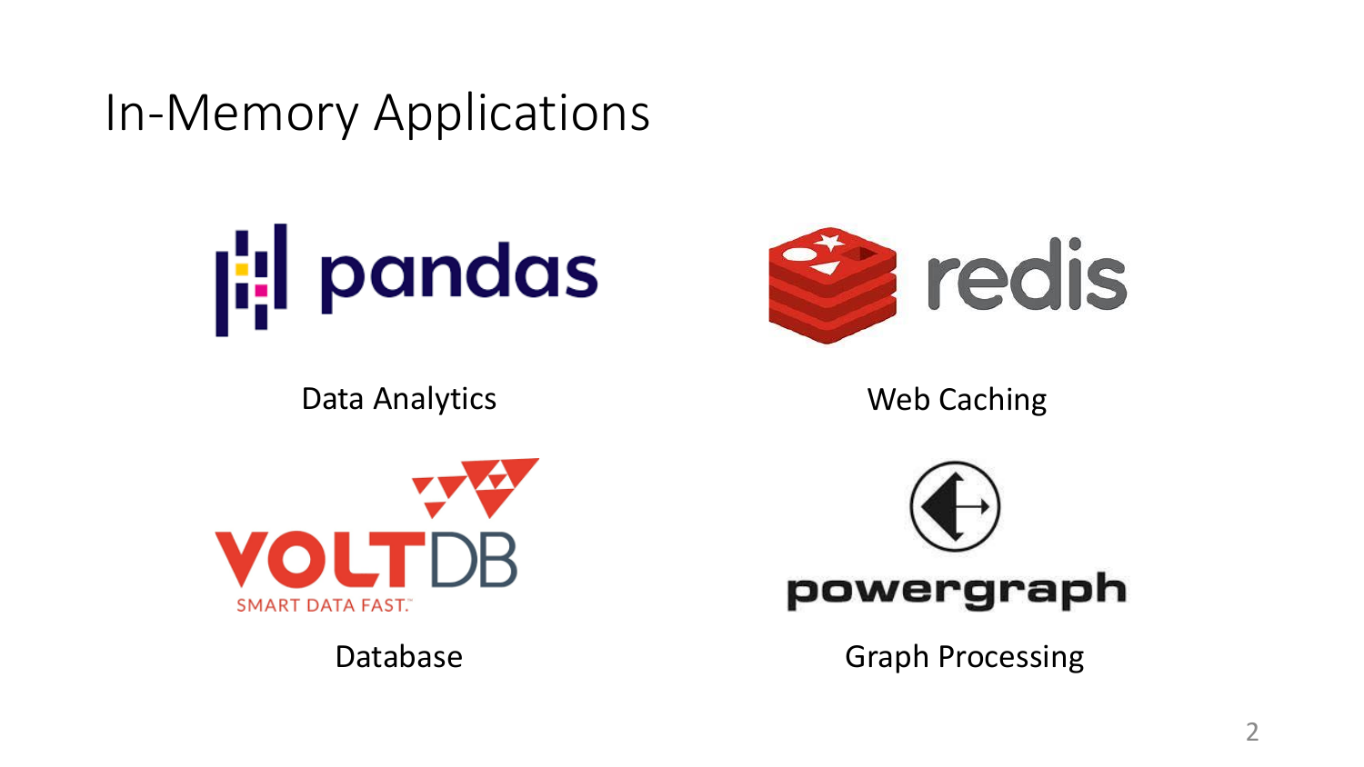# In-Memory Applications

Data Analytics

Web Caching

Database

Graph Processing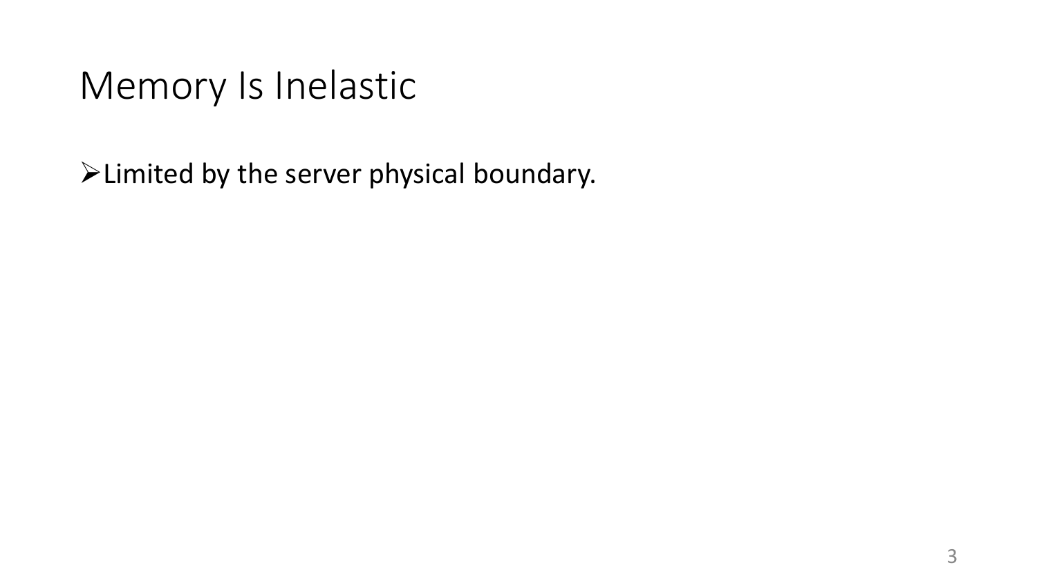# Memory Is Inelastic

- Limited by the server physical boundary.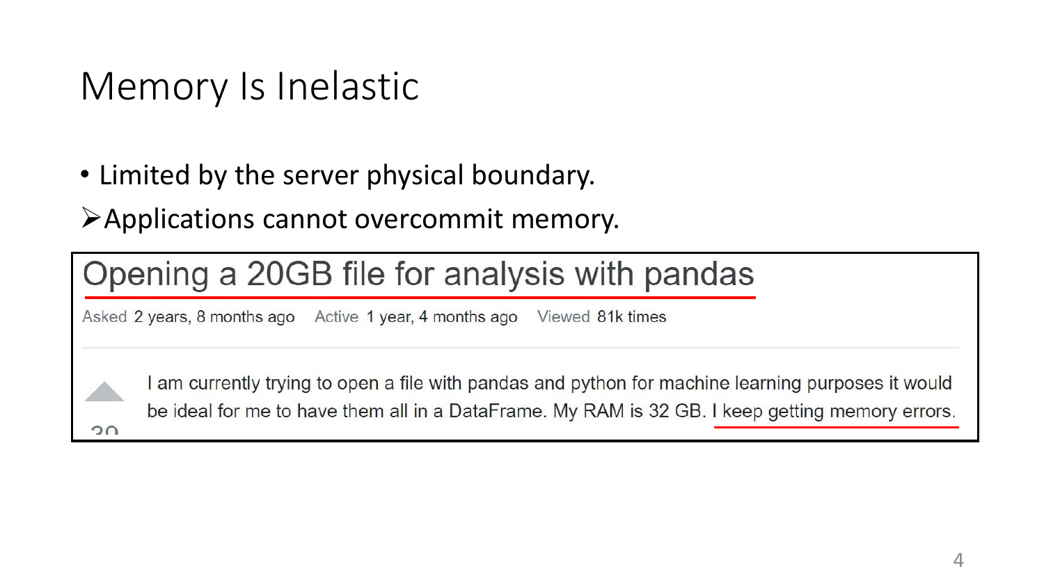# Memory Is Inelastic

- Limited by the server physical boundary.

➢ Applications cannot overcommit memory.

> **Opening a 20GB file for analysis with pandas**
>
> Asked 2 years, 8 months ago Active 1 year, 4 months ago Viewed 81k times
>
> I am currently trying to open a file with pandas and python for machine learning purposes it would be ideal for me to have them all in a DataFrame. My RAM is 32 GB. I keep getting memory errors.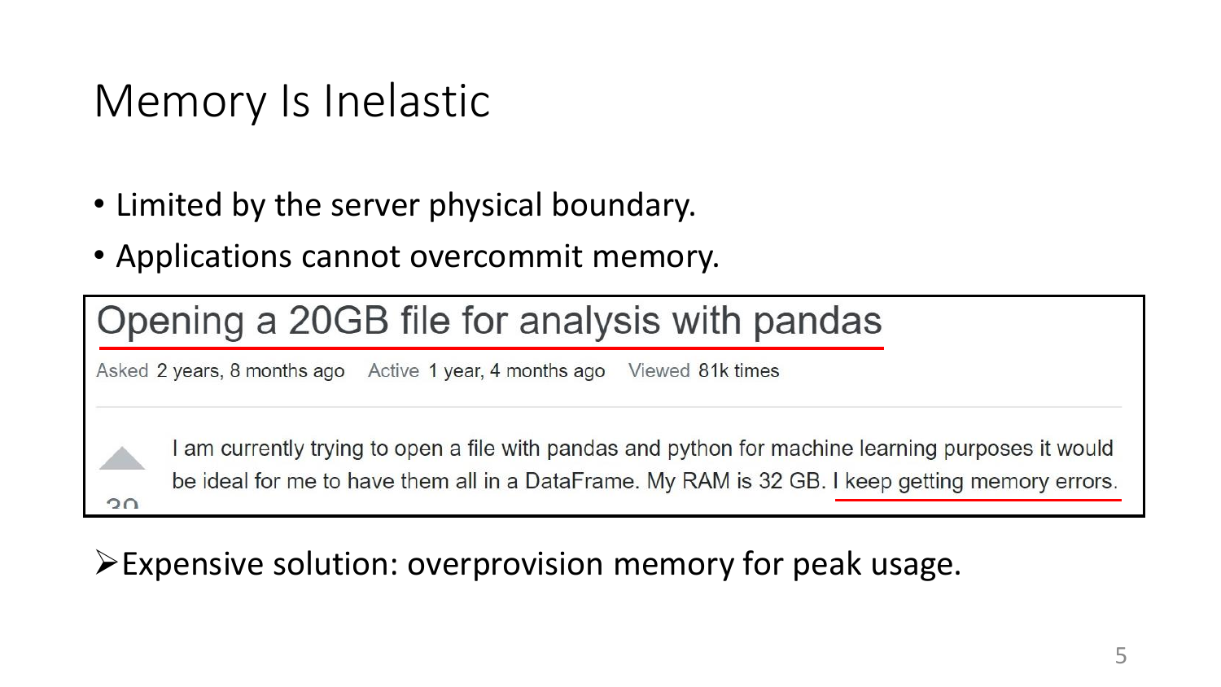# Memory Is Inelastic

- Limited by the server physical boundary.
- Applications cannot overcommit memory.

> **Opening a 20GB file for analysis with pandas**
>
> Asked 2 years, 8 months ago  Active 1 year, 4 months ago  Viewed 81k times
>
> I am currently trying to open a file with pandas and python for machine learning purposes it would be ideal for me to have them all in a DataFrame. My RAM is 32 GB. I keep getting memory errors.

➢ Expensive solution: overprovision memory for peak usage.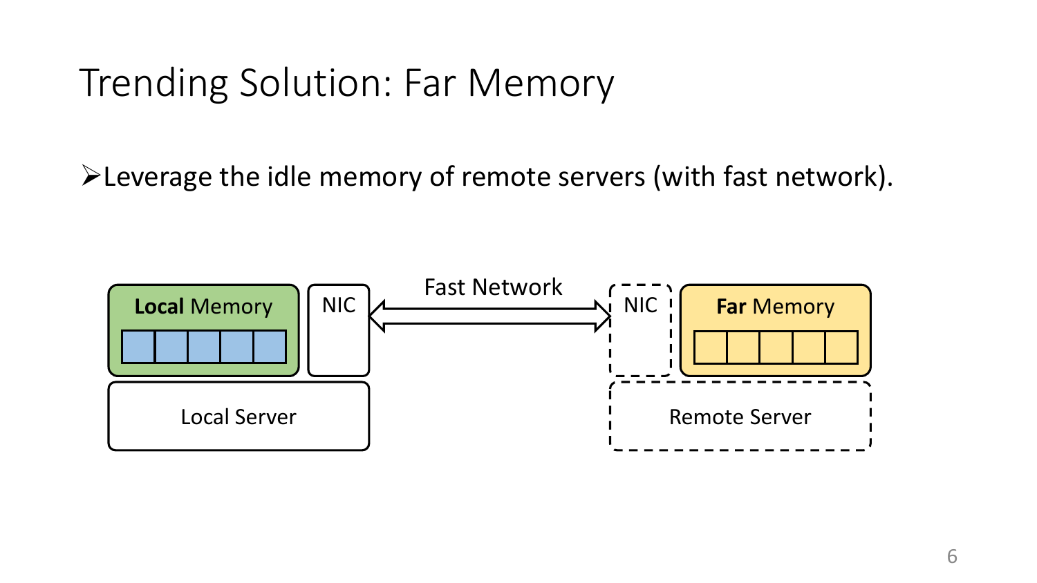# Trending Solution: Far Memory

- Leverage the idle memory of remote servers (with fast network).

**Local** Memory

NIC

Fast Network

NIC

**Far** Memory

Local Server

Remote Server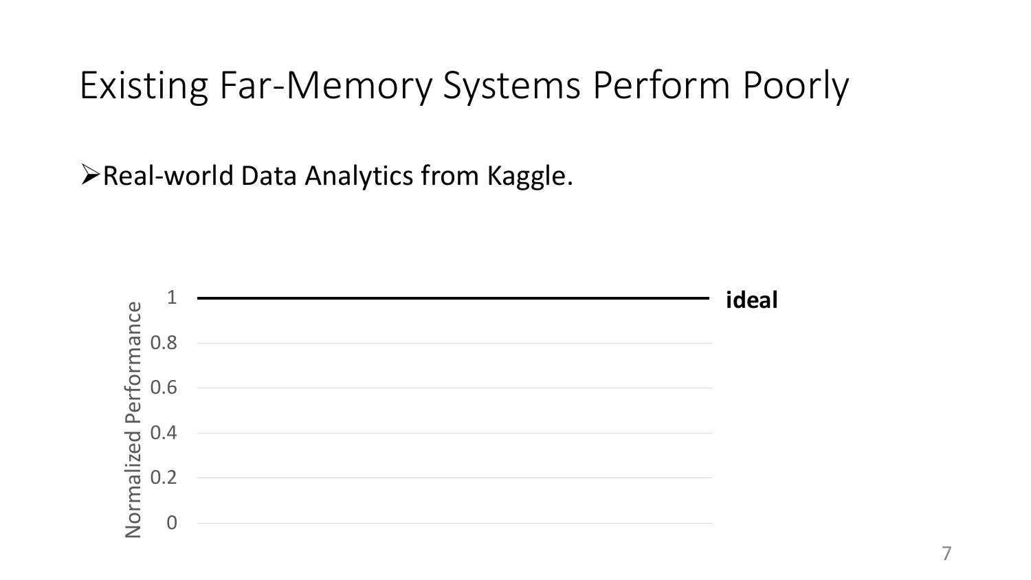# Existing Far-Memory Systems Perform Poorly

- Real-world Data Analytics from Kaggle.

Normalized Performance

1

0.8

0.6

0.4

0.2

0

**ideal**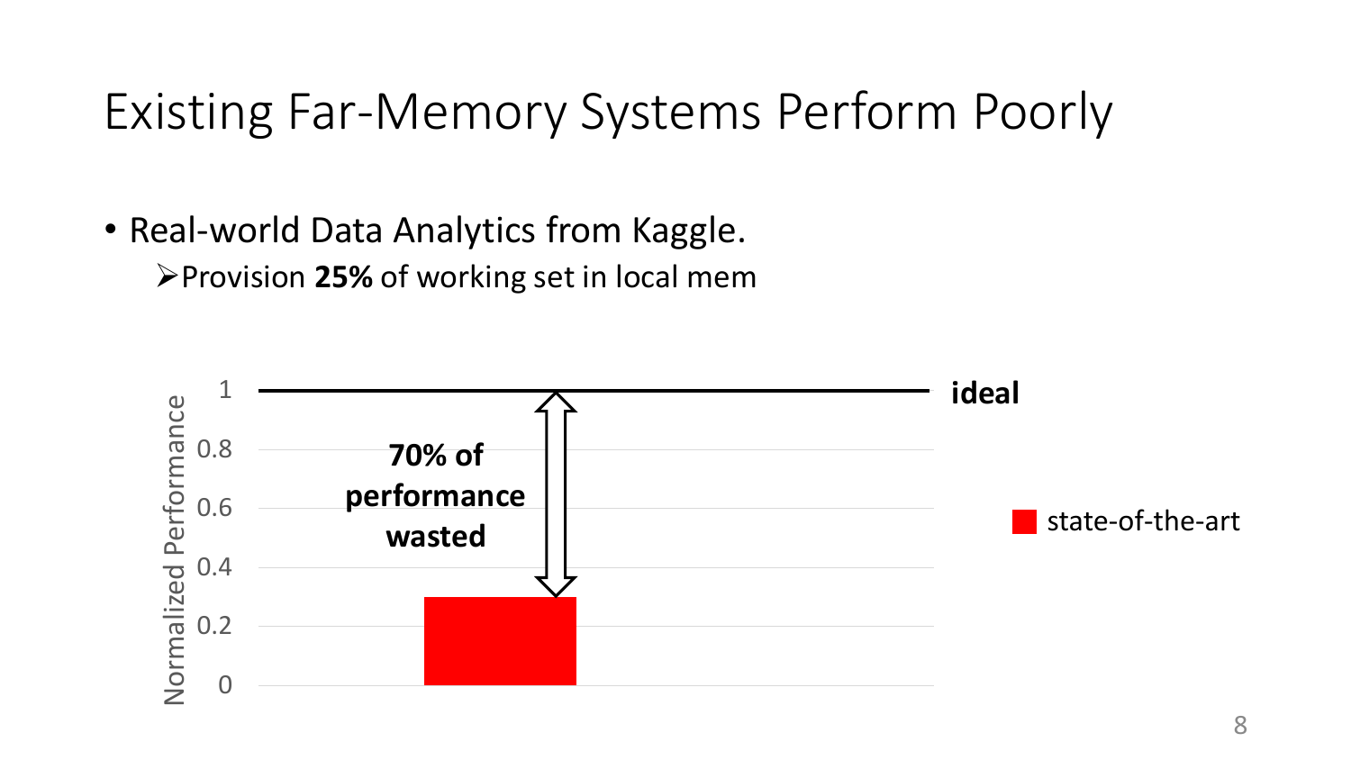# Existing Far-Memory Systems Perform Poorly

- Real-world Data Analytics from Kaggle.
  - ➢Provision **25%** of working set in local mem

Normalized Performance

1
0.8
0.6
0.4
0.2
0

**ideal**

**70% of performance wasted**

state-of-the-art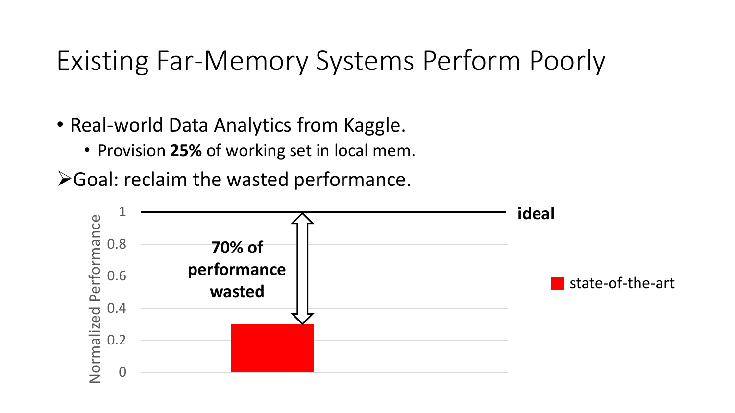# Existing Far-Memory Systems Perform Poorly

- Real-world Data Analytics from Kaggle.
  - Provision **25%** of working set in local mem.

➢Goal: reclaim the wasted performance.

Normalized Performance

1, 0.8, 0.6, 0.4, 0.2, 0

**ideal**

**70% of performance wasted**

state-of-the-art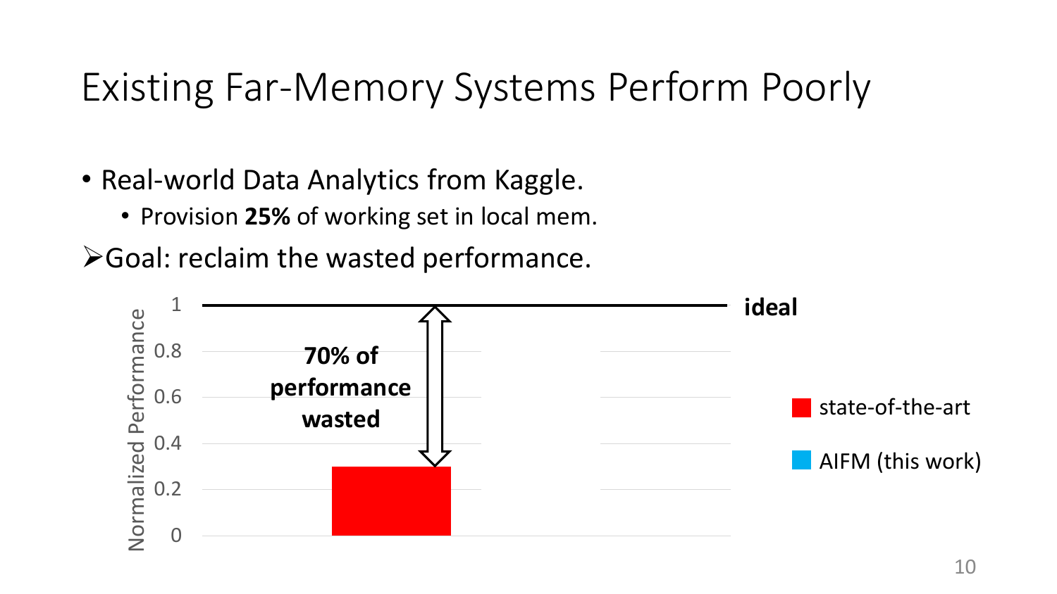# Existing Far-Memory Systems Perform Poorly

- Real-world Data Analytics from Kaggle.
  - Provision **25%** of working set in local mem.

➢Goal: reclaim the wasted performance.

Normalized Performance

1, 0.8, 0.6, 0.4, 0.2, 0

**ideal**

**70% of performance wasted**

- state-of-the-art
- AIFM (this work)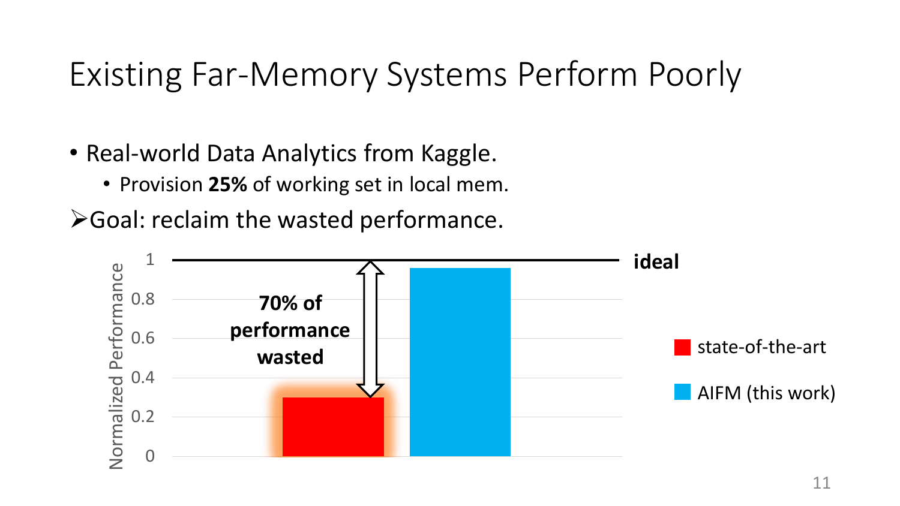# Existing Far-Memory Systems Perform Poorly

- Real-world Data Analytics from Kaggle.
  - Provision **25%** of working set in local mem.

➢Goal: reclaim the wasted performance.

Normalized Performance

1

0.8

0.6

0.4

0.2

0

**ideal**

**70% of performance wasted**

state-of-the-art

AIFM (this work)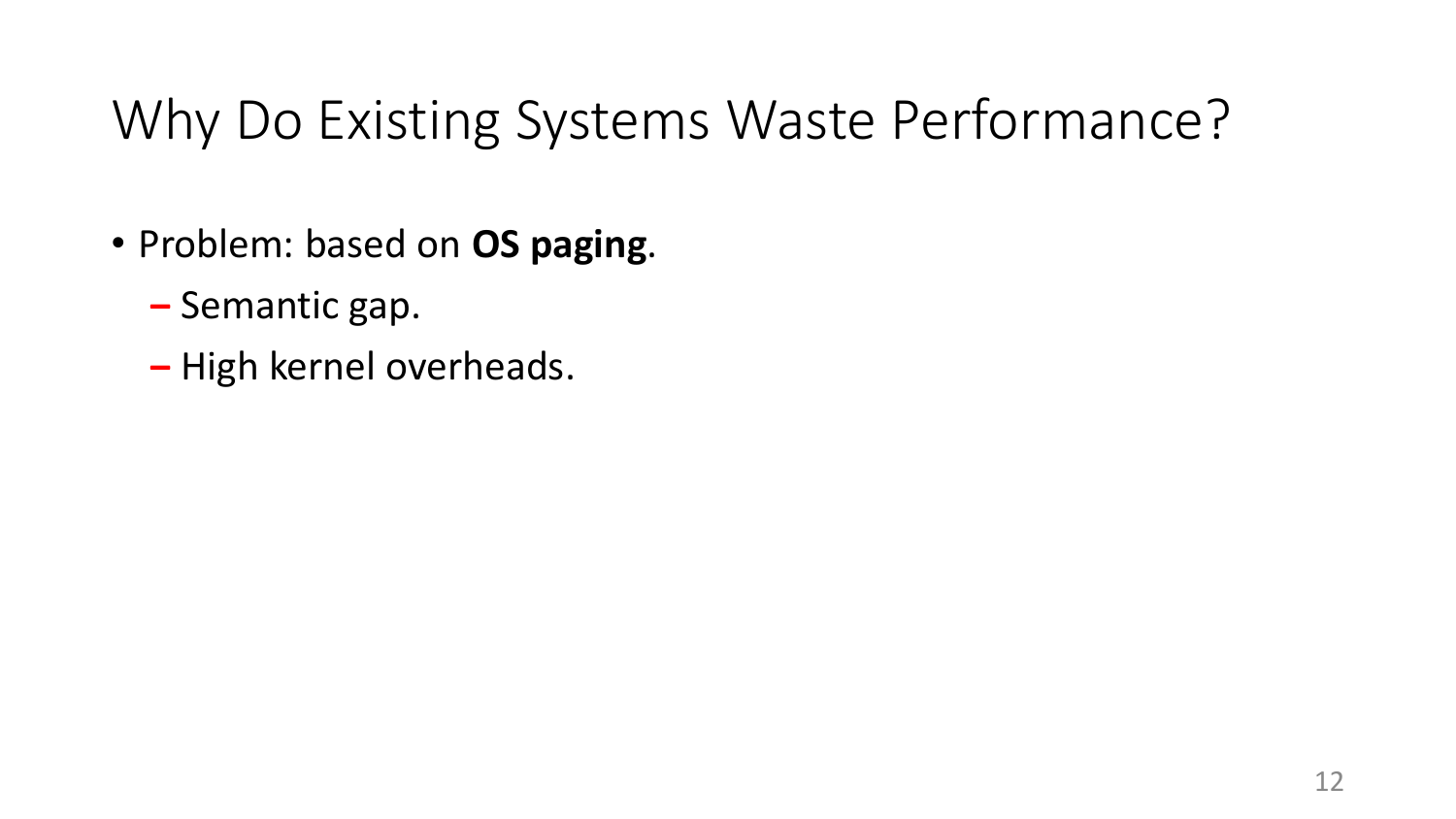# Why Do Existing Systems Waste Performance?

- Problem: based on **OS paging**.
  - Semantic gap.
  - High kernel overheads.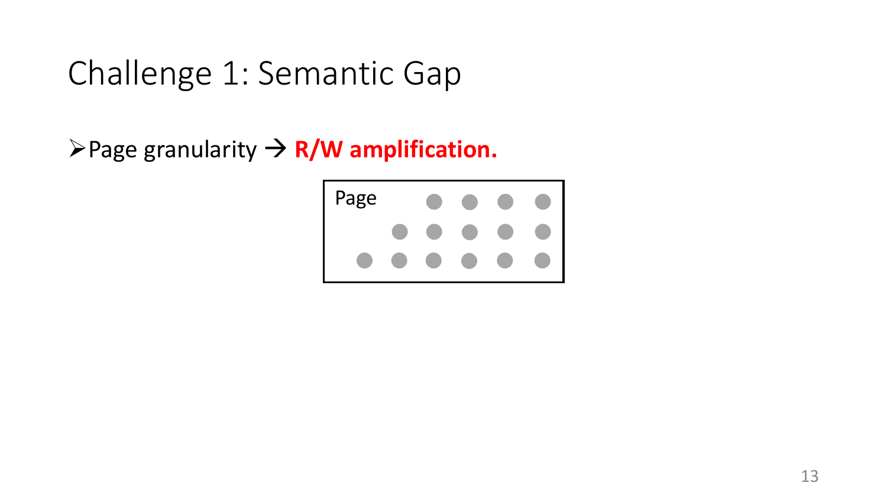# Challenge 1: Semantic Gap

- Page granularity → **R/W amplification.**

Page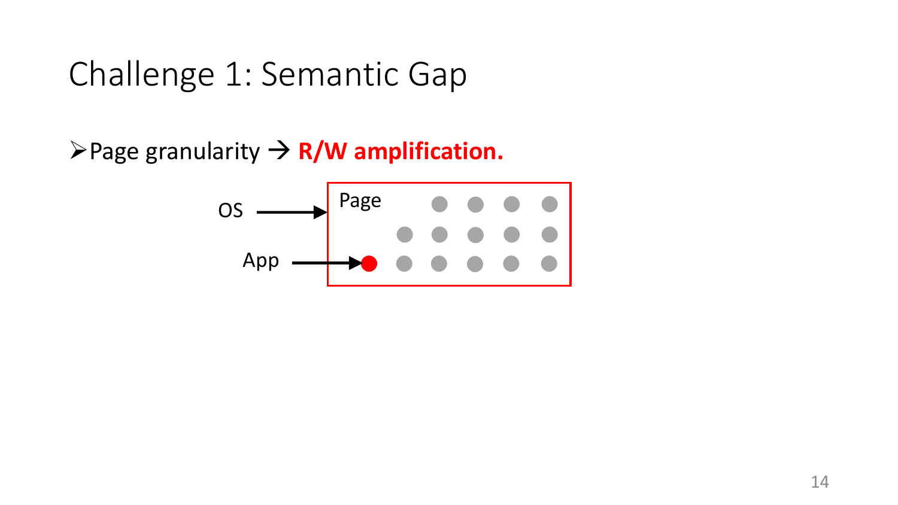# Challenge 1: Semantic Gap

- Page granularity → **R/W amplification.**

OS → Page

App → ●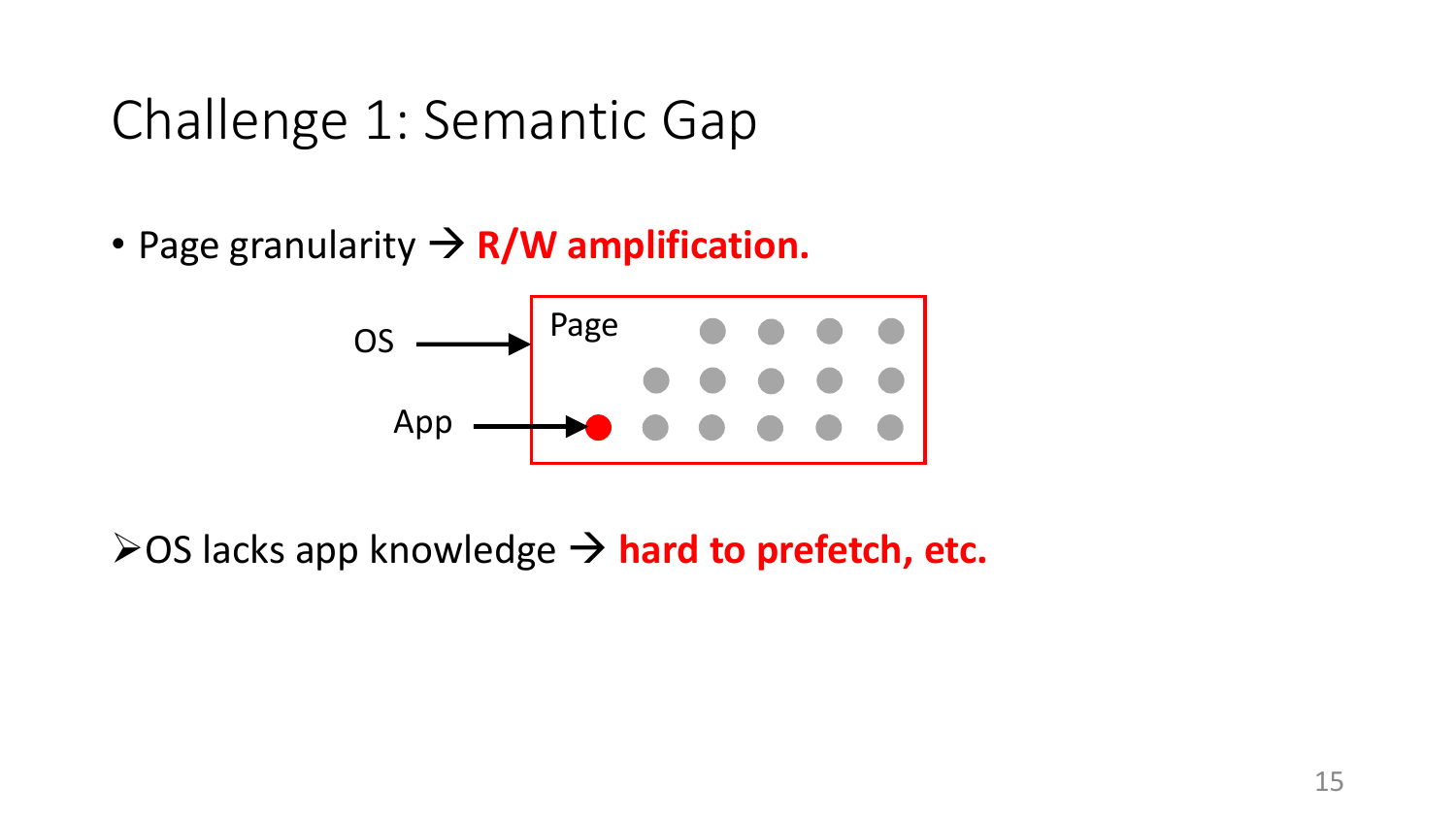# Challenge 1: Semantic Gap

- Page granularity → **R/W amplification.**

OS → Page

App → ●

- OS lacks app knowledge → **hard to prefetch, etc.**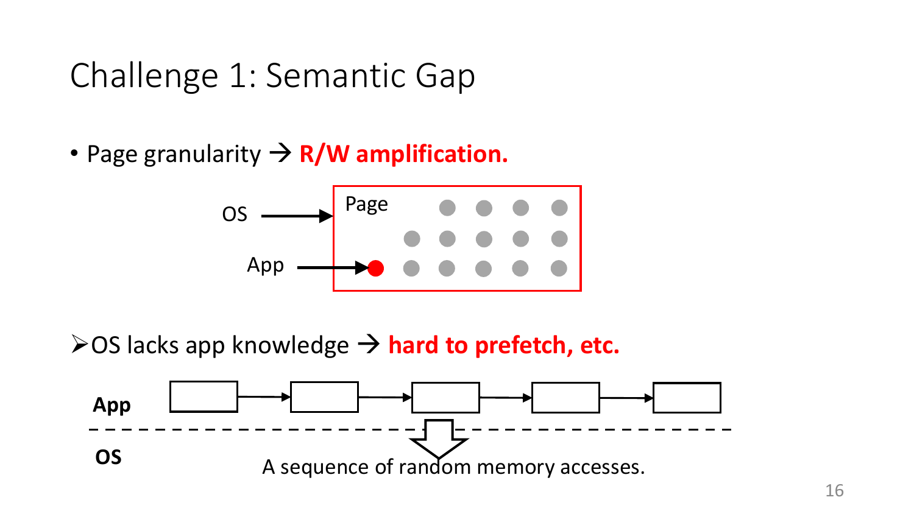# Challenge 1: Semantic Gap

- Page granularity → **R/W amplification.**

OS → Page

App → ●

➢OS lacks app knowledge → **hard to prefetch, etc.**

**App**

**OS**

A sequence of random memory accesses.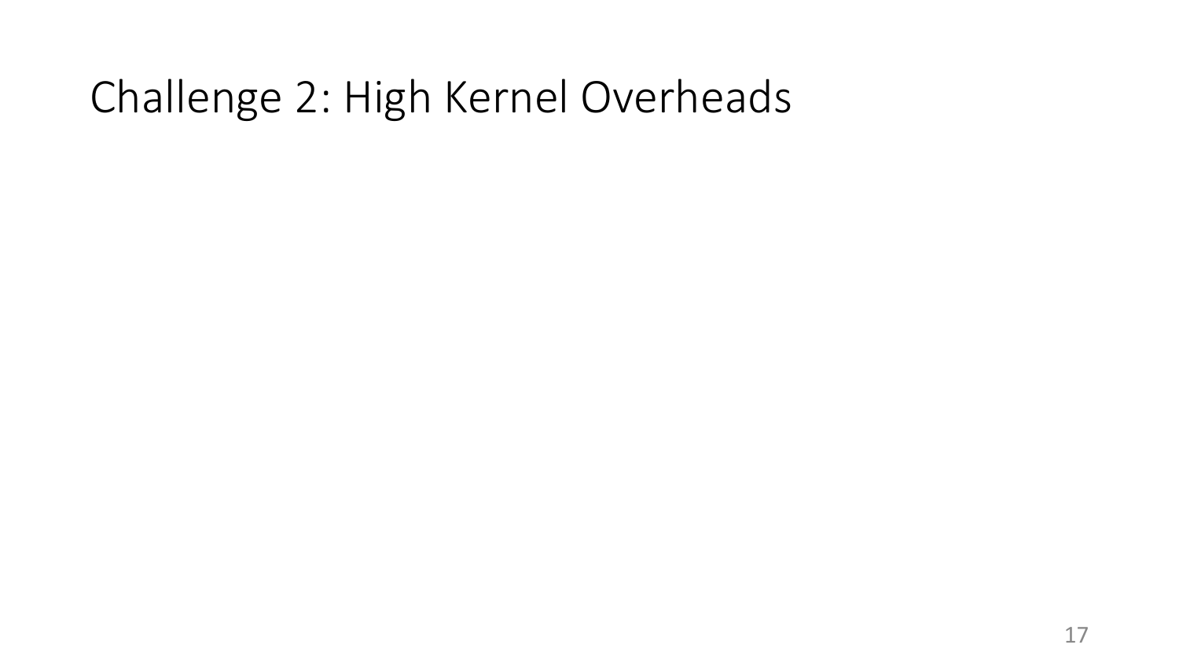# Challenge 2: High Kernel Overheads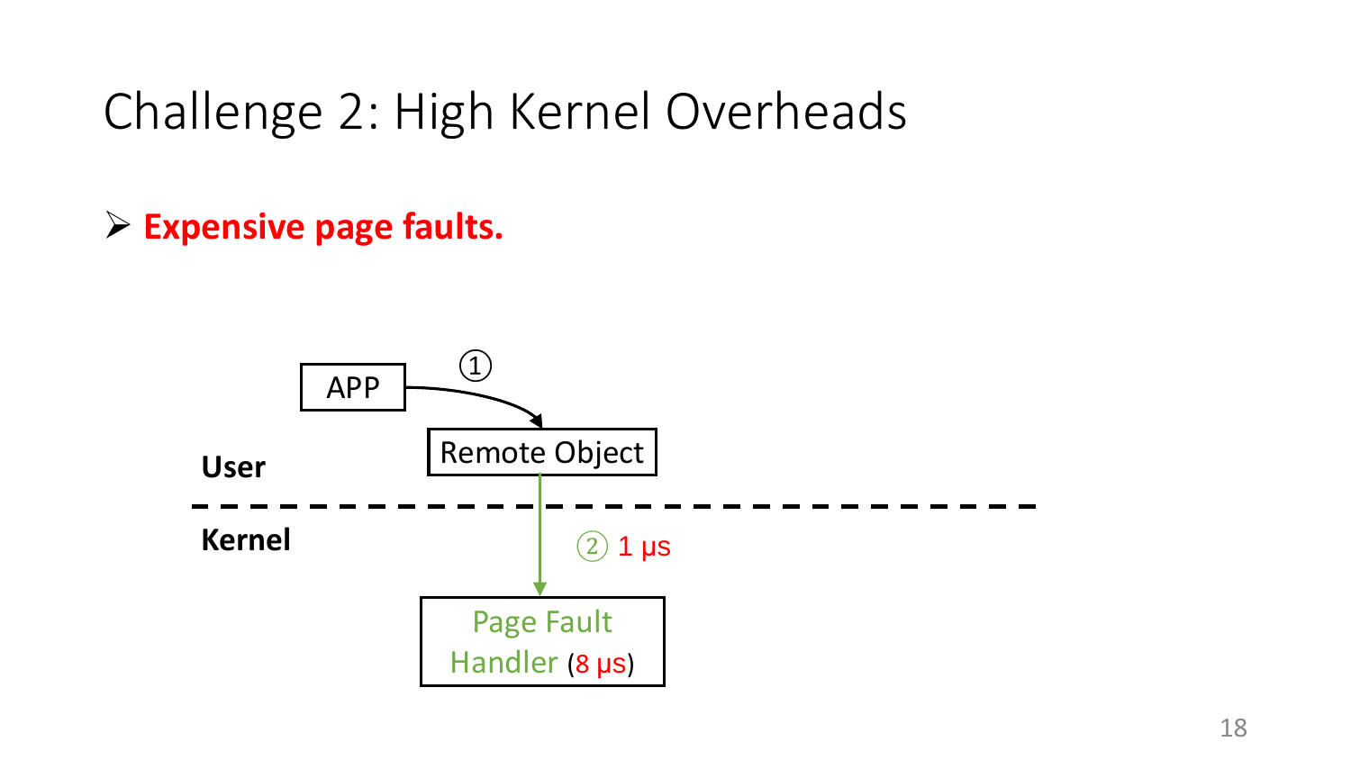# Challenge 2: High Kernel Overheads

- **Expensive page faults.**

APP

① 

Remote Object

User

Kernel

② 1 μs

Page Fault Handler (8 μs)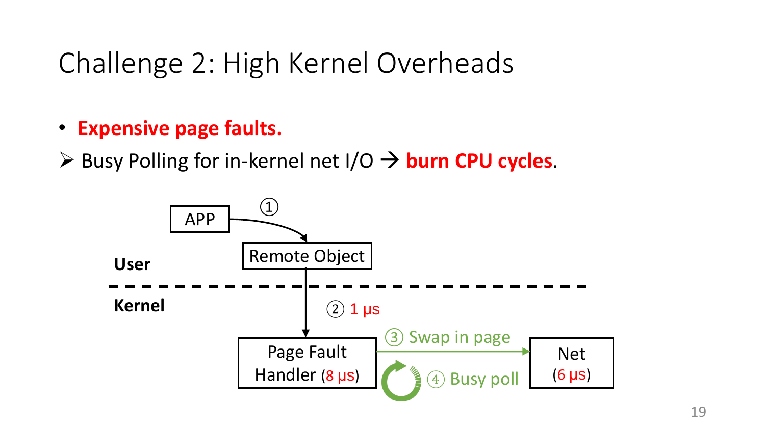# Challenge 2: High Kernel Overheads

- **Expensive page faults.**

➢ Busy Polling for in-kernel net I/O → **burn CPU cycles**.

APP

① 

Remote Object

User

Kernel

② 1 μs

Page Fault Handler (8 μs)

③ Swap in page

④ Busy poll

Net (6 μs)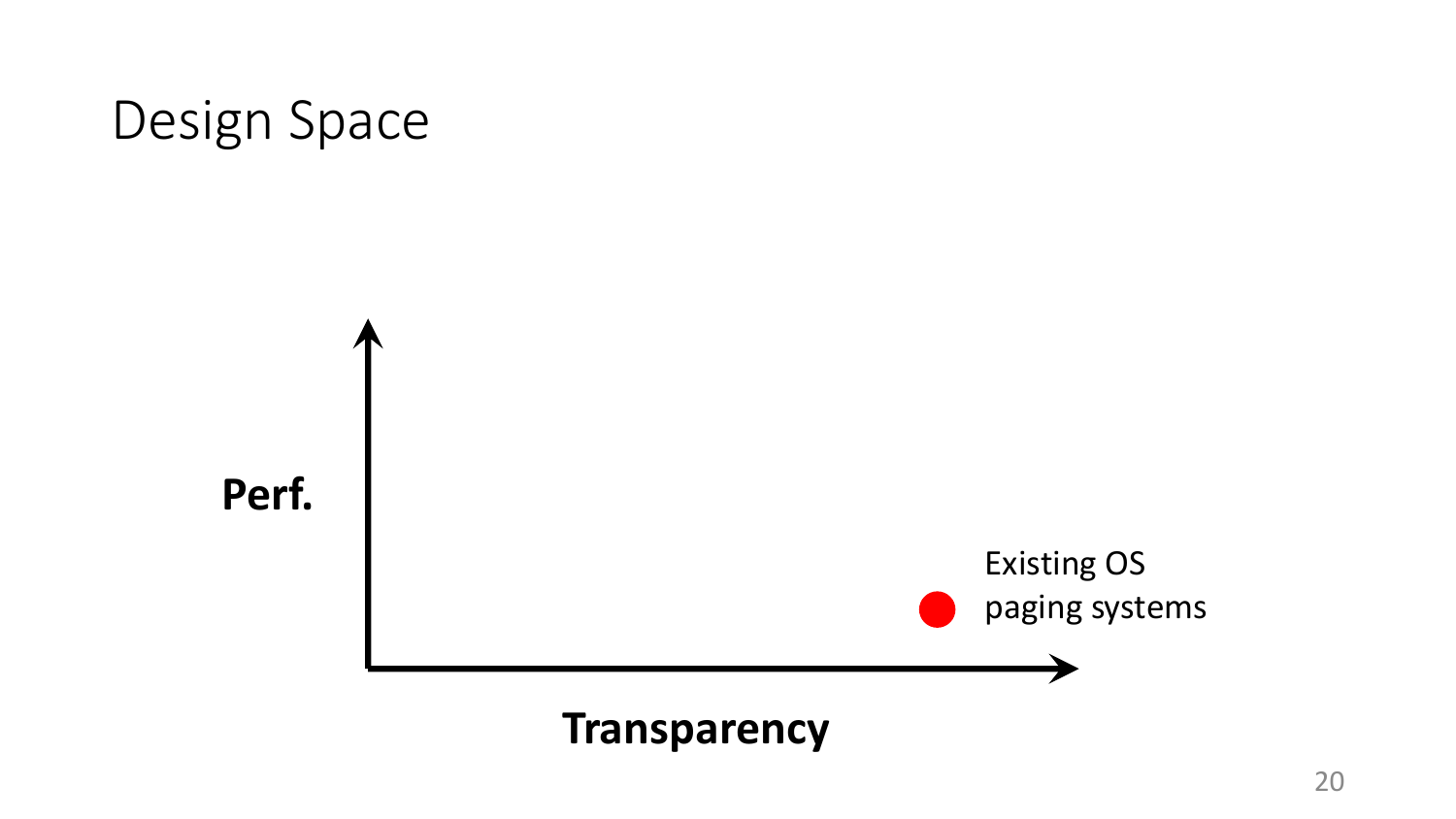# Design Space

Perf.

Existing OS paging systems

Transparency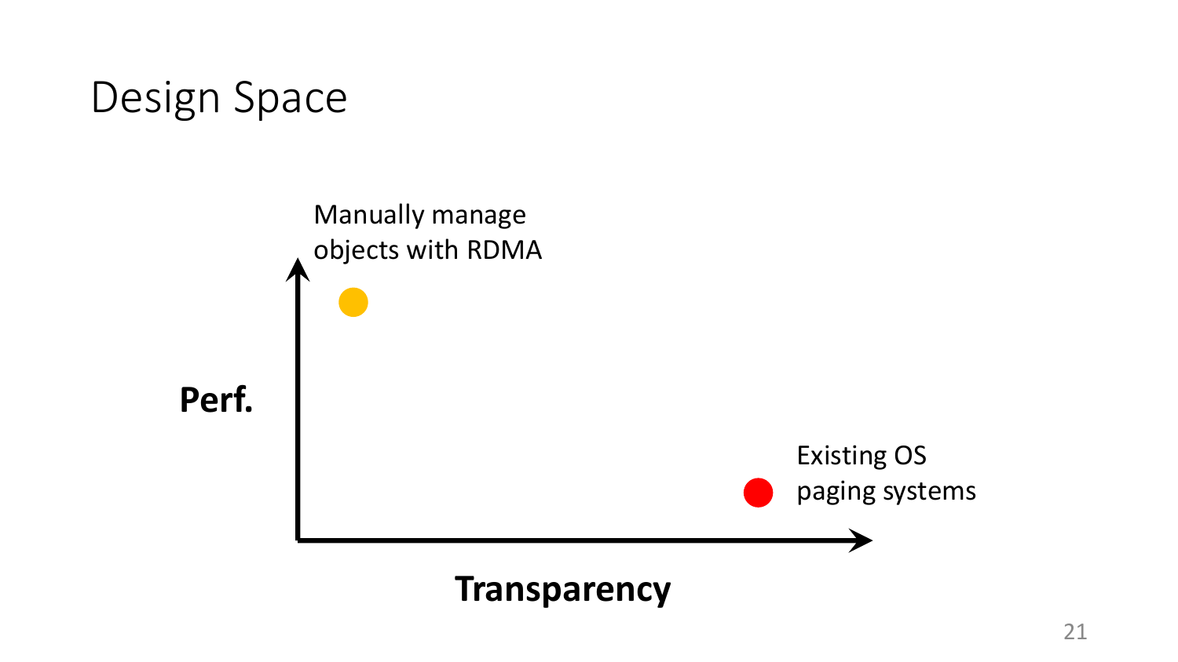# Design Space

**Perf.**

Manually manage objects with RDMA

Existing OS paging systems

**Transparency**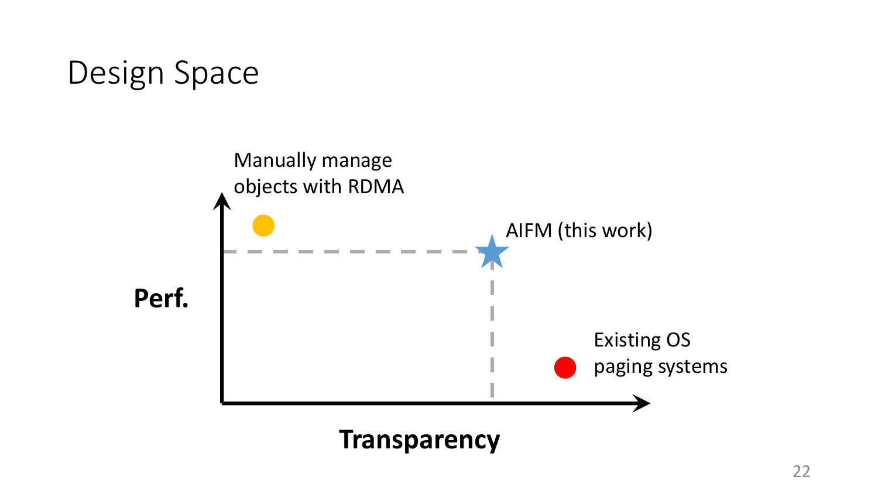# Design Space

Manually manage objects with RDMA

AIFM (this work)

**Perf.**

Existing OS paging systems

**Transparency**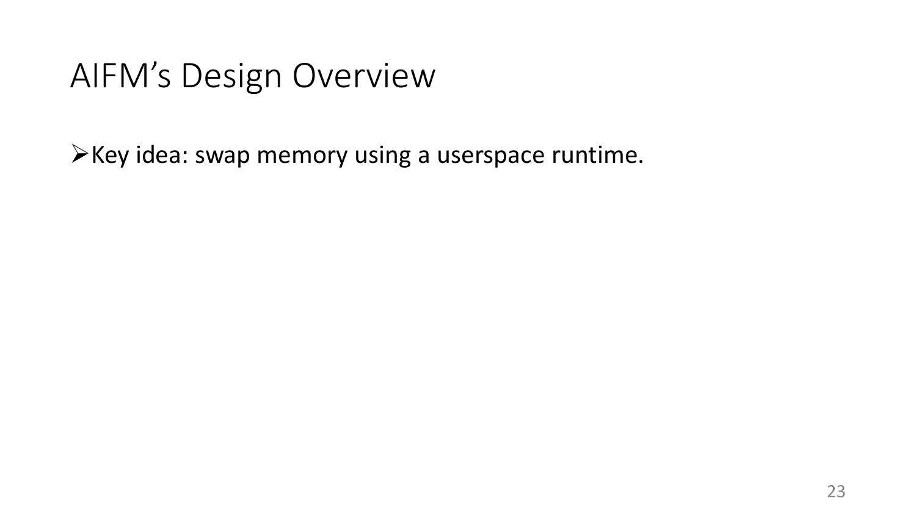# AIFM's Design Overview

- Key idea: swap memory using a userspace runtime.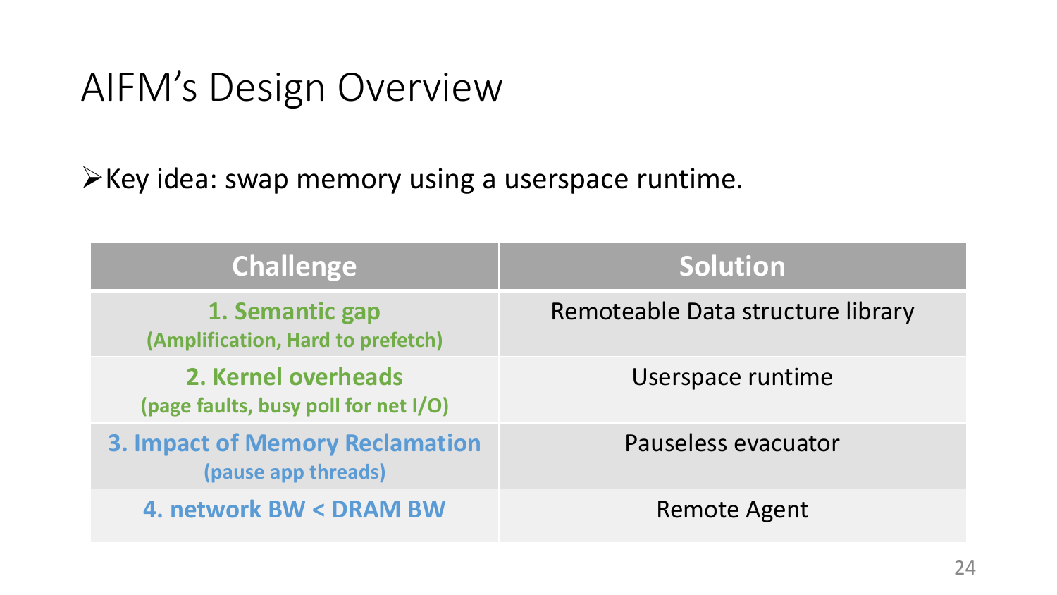# AIFM's Design Overview

- Key idea: swap memory using a userspace runtime.

| Challenge | Solution |
| --- | --- |
| **1. Semantic gap**<br>**(Amplification, Hard to prefetch)** | Remoteable Data structure library |
| **2. Kernel overheads**<br>**(page faults, busy poll for net I/O)** | Userspace runtime |
| **3. Impact of Memory Reclamation**<br>**(pause app threads)** | Pauseless evacuator |
| **4. network BW < DRAM BW** | Remote Agent |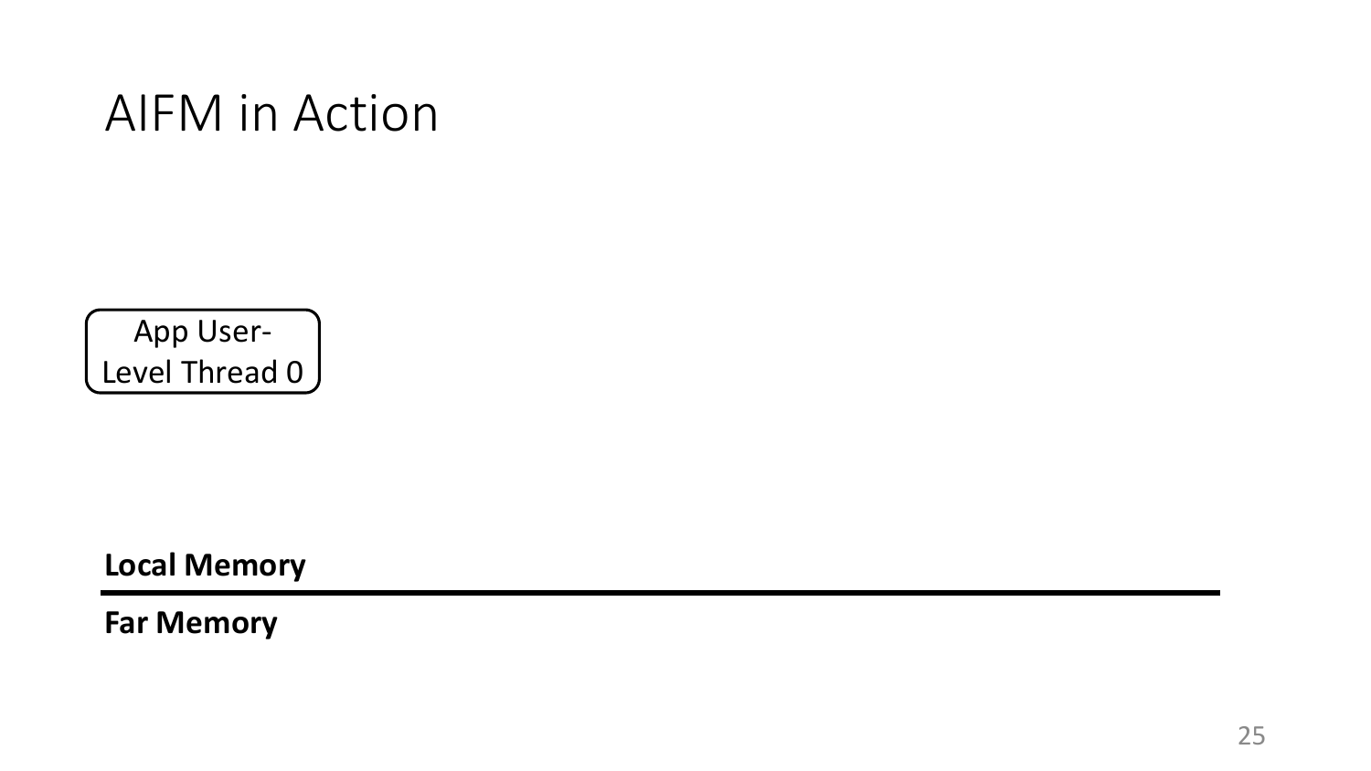# AIFM in Action

App User-Level Thread 0

**Local Memory**

**Far Memory**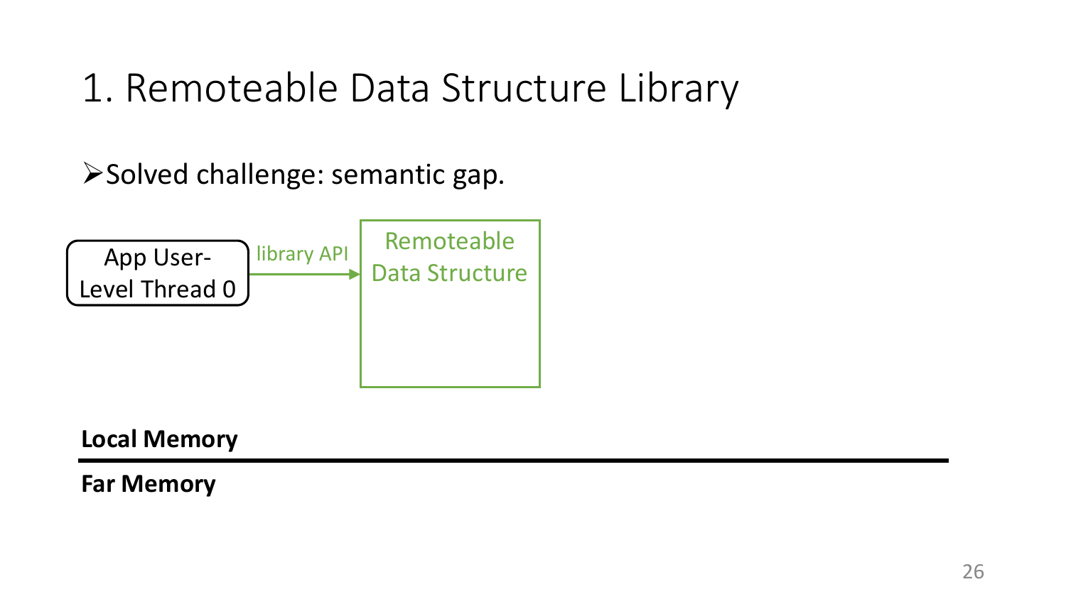# 1. Remoteable Data Structure Library

- Solved challenge: semantic gap.

App User-Level Thread 0

library API

Remoteable Data Structure

**Local Memory**

**Far Memory**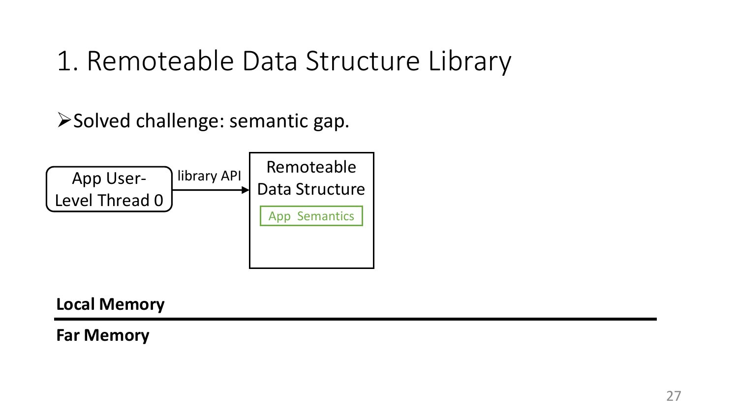# 1. Remoteable Data Structure Library

- Solved challenge: semantic gap.

App User-Level Thread 0 → library API → Remoteable Data Structure

App Semantics

**Local Memory**

**Far Memory**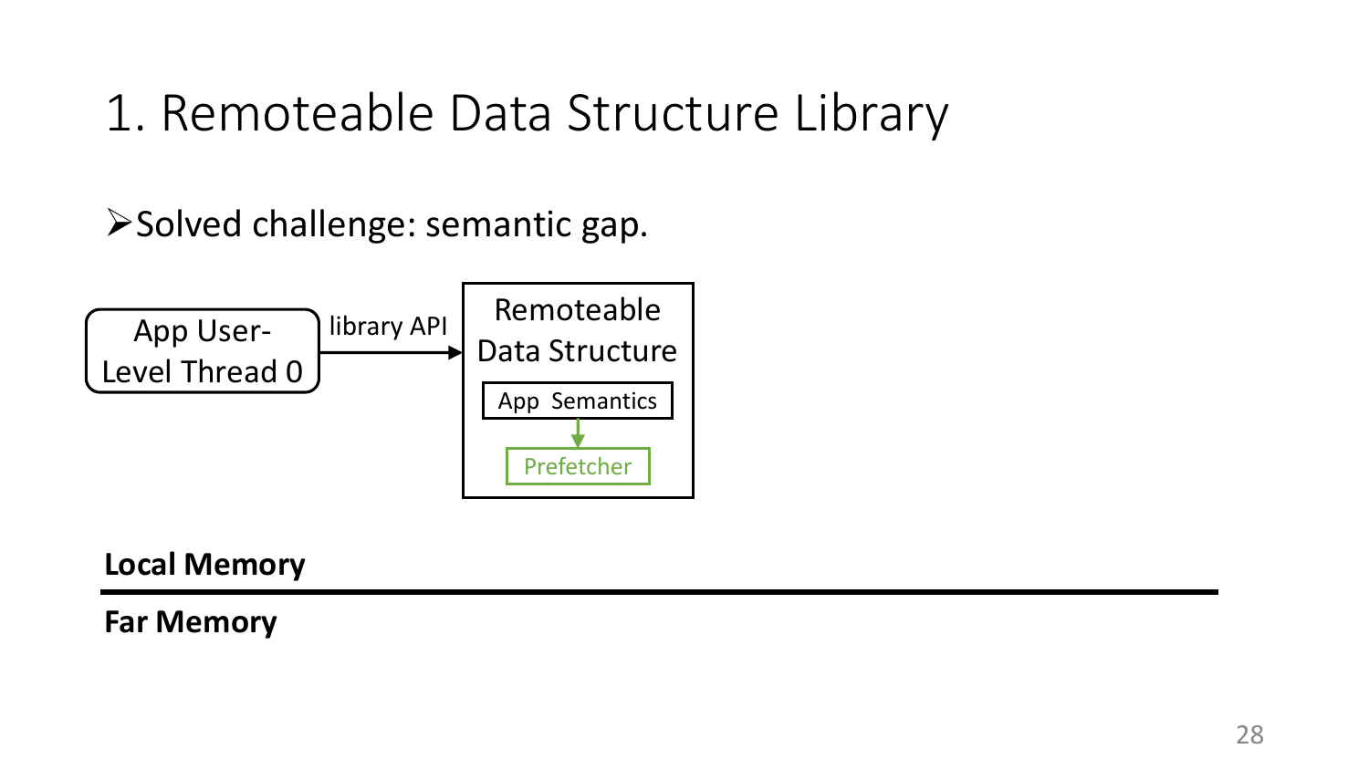# 1. Remoteable Data Structure Library

- Solved challenge: semantic gap.

App User-Level Thread 0 → library API → Remoteable Data Structure

App Semantics → Prefetcher

**Local Memory**

**Far Memory**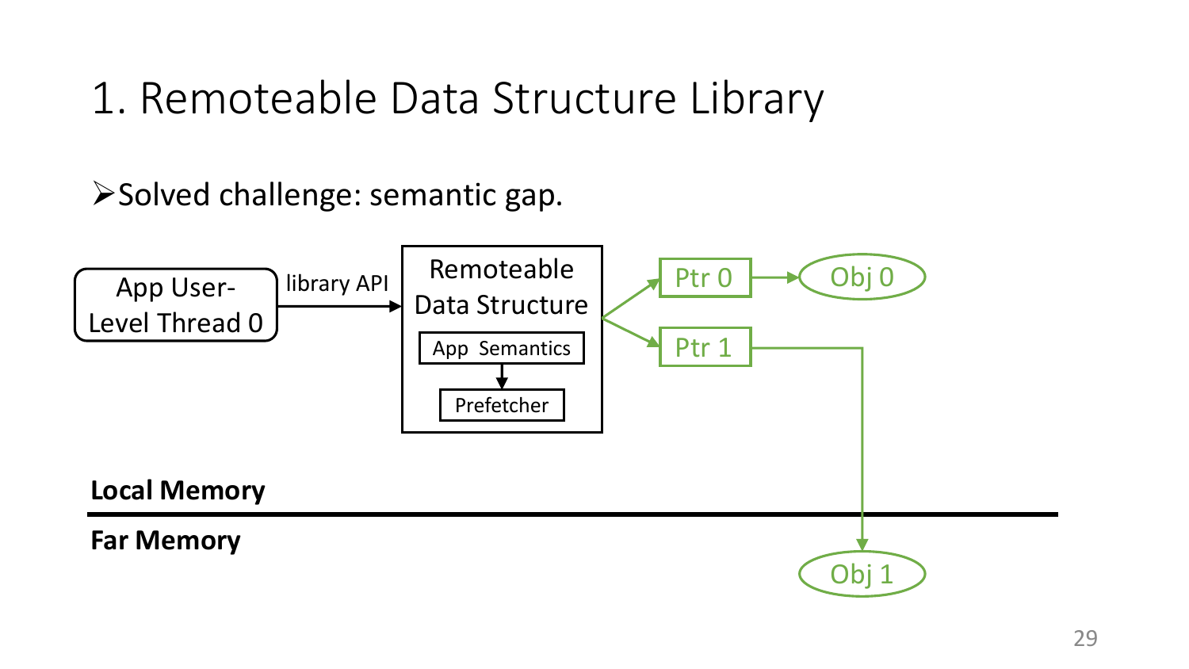# 1. Remoteable Data Structure Library

- Solved challenge: semantic gap.

App User-Level Thread 0 → library API → Remoteable Data Structure (App Semantics → Prefetcher)

Ptr 0 → Obj 0

Ptr 1 → Obj 1

**Local Memory**

**Far Memory**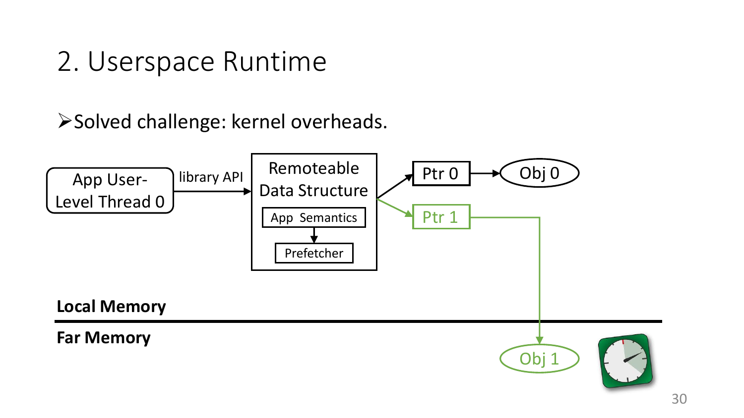# 2. Userspace Runtime

➢Solved challenge: kernel overheads.

App User-Level Thread 0 → library API → Remoteable Data Structure (App Semantics → Prefetcher) → Ptr 0 → Obj 0; Ptr 1 → Obj 1

**Local Memory**

**Far Memory**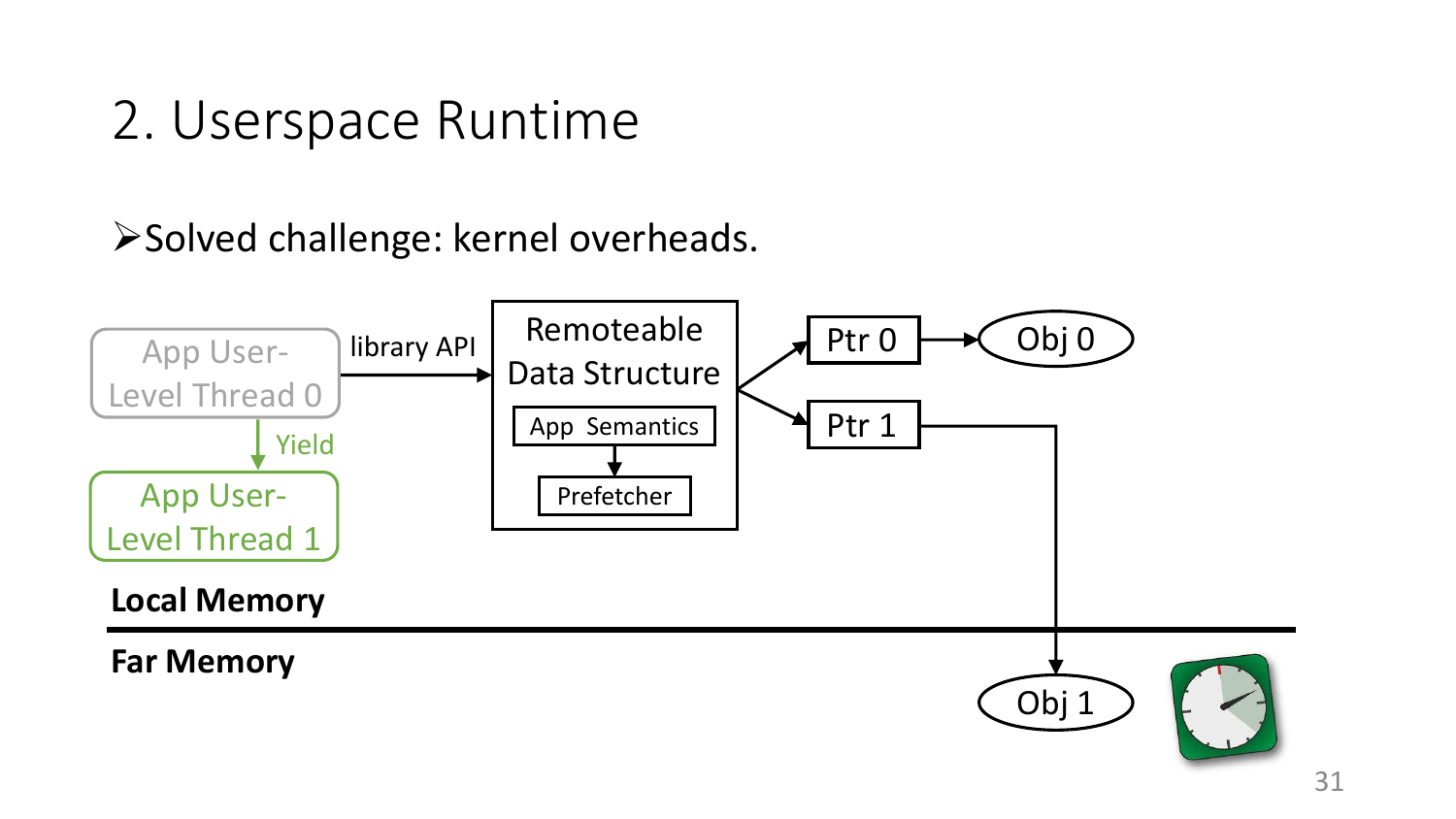# 2. Userspace Runtime

- Solved challenge: kernel overheads.

App User-Level Thread 0

Yield

App User-Level Thread 1

library API

Remoteable Data Structure

App Semantics

Prefetcher

Ptr 0

Obj 0

Ptr 1

Local Memory

Far Memory

Obj 1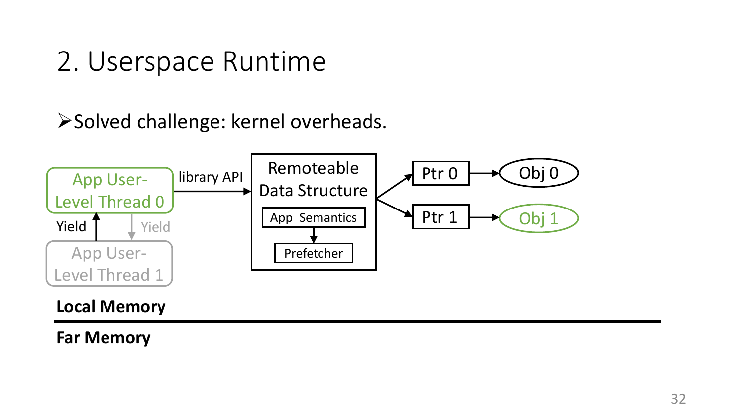# 2. Userspace Runtime

- Solved challenge: kernel overheads.

App User-Level Thread 0

Yield

Yield

App User-Level Thread 1

library API

Remoteable Data Structure

App Semantics

Prefetcher

Ptr 0

Ptr 1

Obj 0

Obj 1

**Local Memory**

**Far Memory**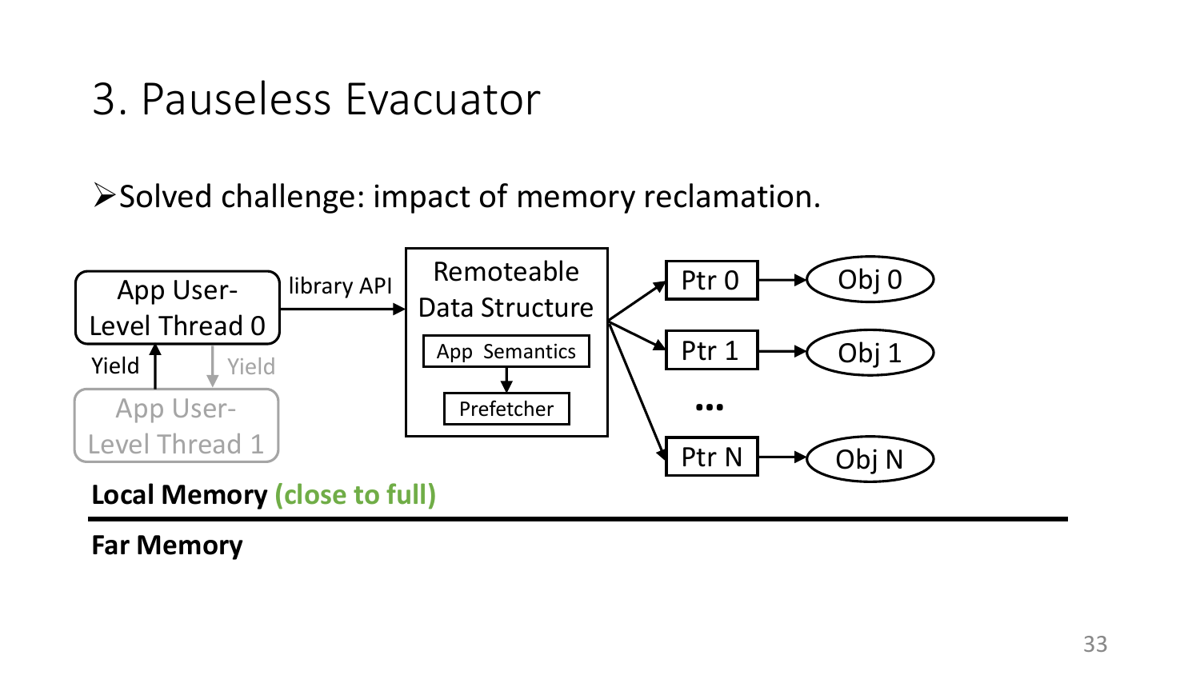# 3. Pauseless Evacuator

- Solved challenge: impact of memory reclamation.

App User-Level Thread 0 → library API → Remoteable Data Structure (App Semantics → Prefetcher) → Ptr 0 → Obj 0; Ptr 1 → Obj 1; ... ; Ptr N → Obj N

Yield ↑ / Yield ↓

App User-Level Thread 1

**Local Memory** **(close to full)**

**Far Memory**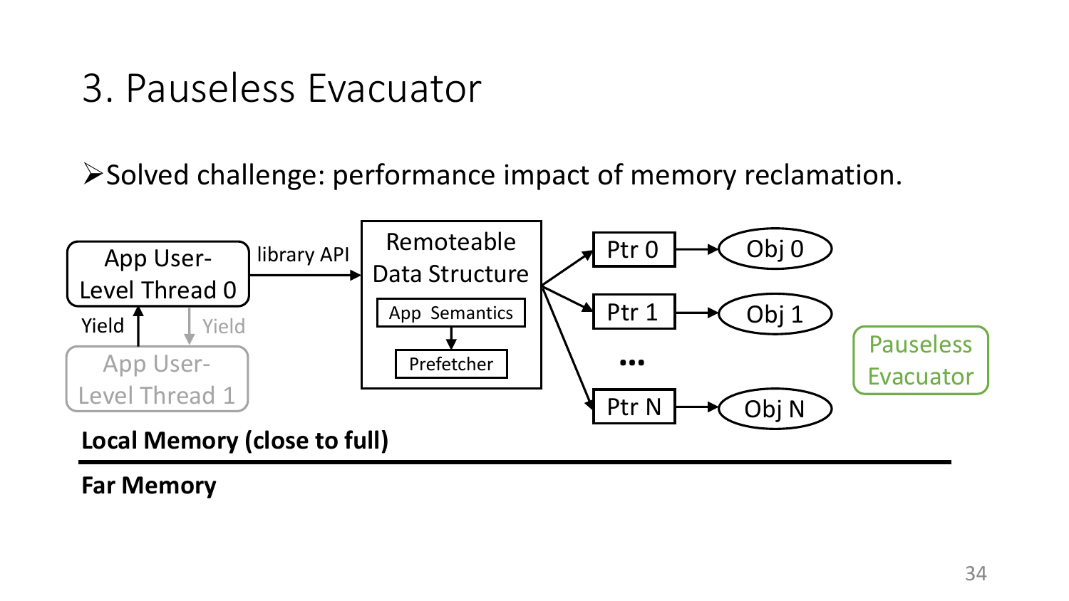# 3. Pauseless Evacuator

- Solved challenge: performance impact of memory reclamation.

App User-Level Thread 0

library API

Remoteable Data Structure

App Semantics

Prefetcher

Ptr 0 → Obj 0

Ptr 1 → Obj 1

...

Ptr N → Obj N

Yield

Yield

App User-Level Thread 1

Pauseless Evacuator

**Local Memory (close to full)**

**Far Memory**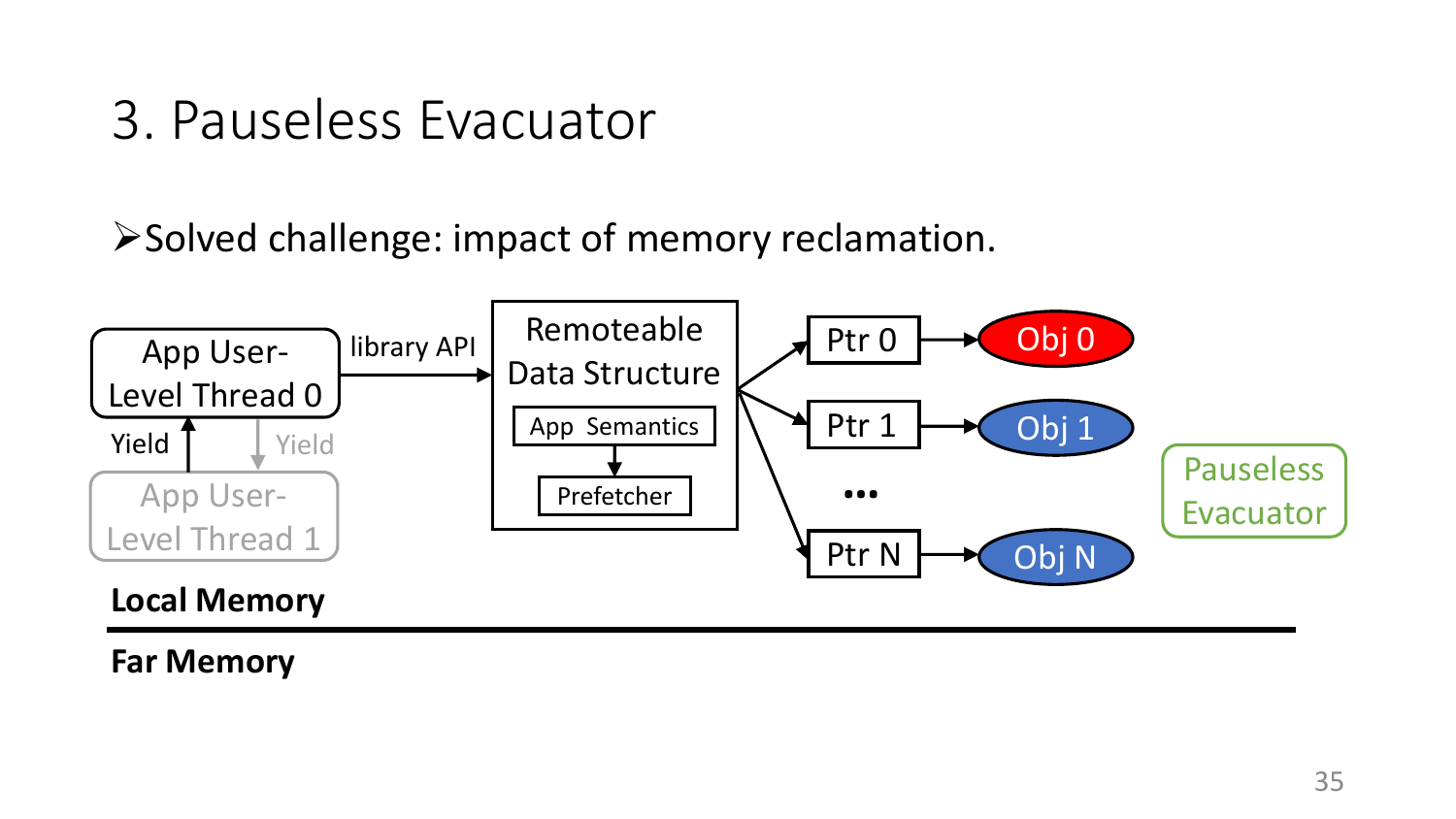# 3. Pauseless Evacuator

- Solved challenge: impact of memory reclamation.

App User-Level Thread 0

Yield

Yield

App User-Level Thread 1

library API

Remoteable Data Structure

App Semantics

Prefetcher

Ptr 0 → Obj 0

Ptr 1 → Obj 1

…

Ptr N → Obj N

Pauseless Evacuator

**Local Memory**

**Far Memory**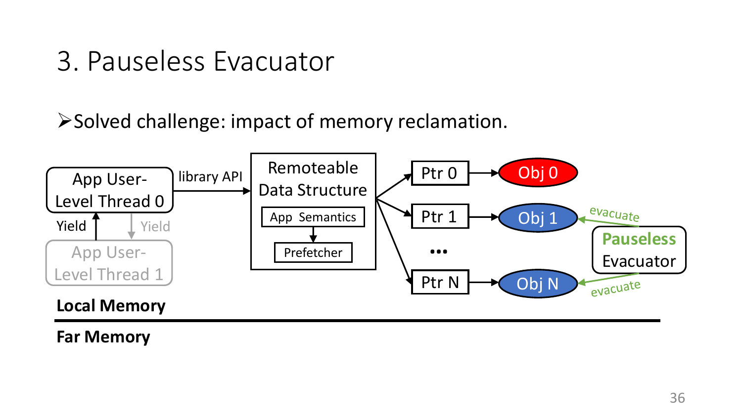# 3. Pauseless Evacuator

- Solved challenge: impact of memory reclamation.

App User-Level Thread 0

Yield

Yield

App User-Level Thread 1

library API

Remoteable Data Structure

App Semantics

Prefetcher

Ptr 0

Ptr 1

...

Ptr N

Obj 0

Obj 1

Obj N

evacuate

evacuate

**Pauseless** Evacuator

**Local Memory**

**Far Memory**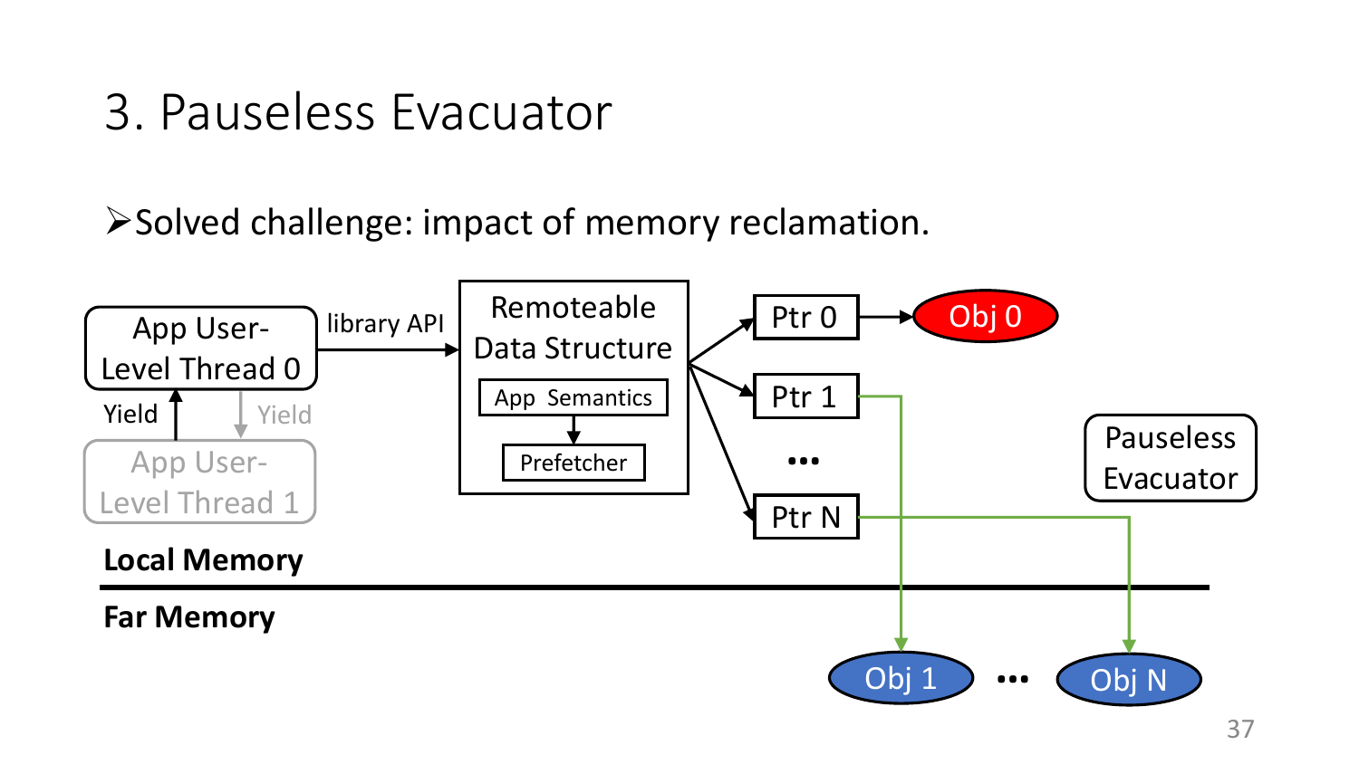# 3. Pauseless Evacuator

- Solved challenge: impact of memory reclamation.

App User-Level Thread 0

Yield

Yield

App User-Level Thread 1

library API

Remoteable Data Structure

App Semantics

Prefetcher

Ptr 0

Obj 0

Ptr 1

…

Ptr N

Pauseless Evacuator

**Local Memory**

**Far Memory**

Obj 1

…

Obj N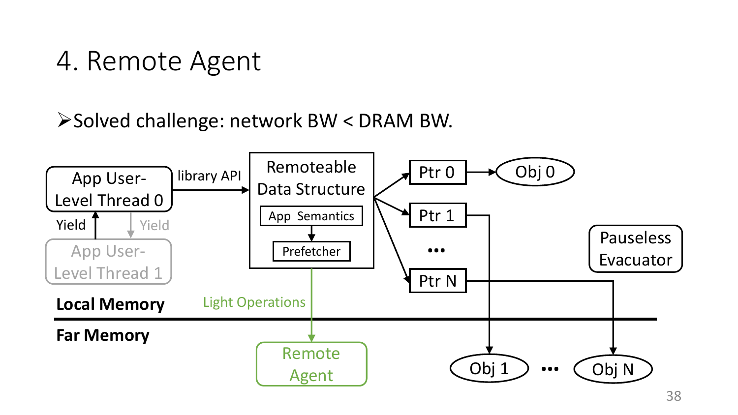# 4. Remote Agent

- Solved challenge: network BW < DRAM BW.

App User-Level Thread 0

Yield

Yield

App User-Level Thread 1

library API

Remoteable Data Structure

App Semantics

Prefetcher

Ptr 0

Obj 0

Ptr 1

...

Ptr N

Pauseless Evacuator

Local Memory

Light Operations

Far Memory

Remote Agent

Obj 1

...

Obj N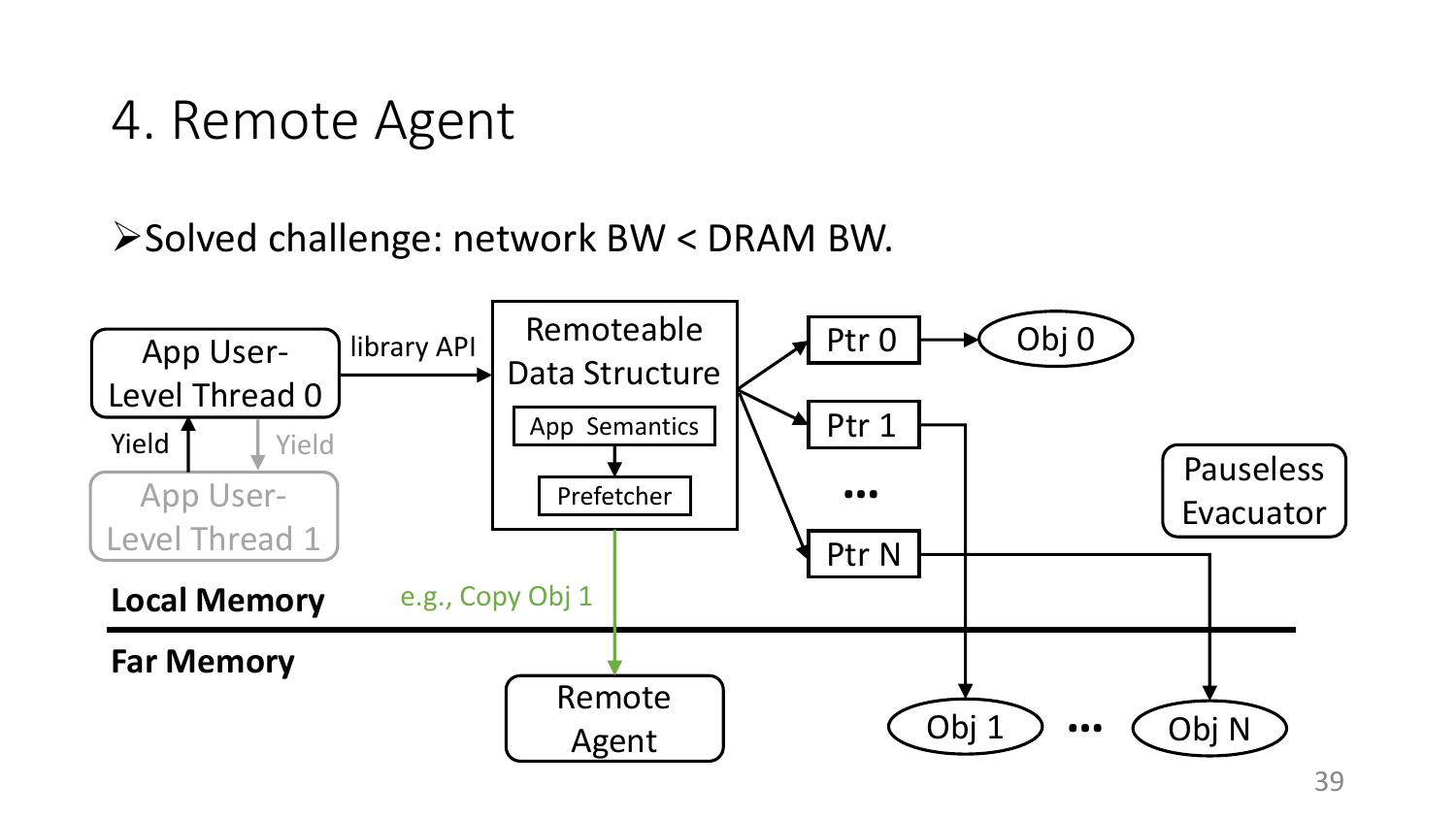# 4. Remote Agent

- Solved challenge: network BW < DRAM BW.

App User-Level Thread 0

Yield

Yield

App User-Level Thread 1

library API

Remoteable Data Structure

App Semantics

Prefetcher

Ptr 0

Obj 0

Ptr 1

...

Ptr N

Pauseless Evacuator

**Local Memory**

e.g., Copy Obj 1

**Far Memory**

Remote Agent

Obj 1

...

Obj N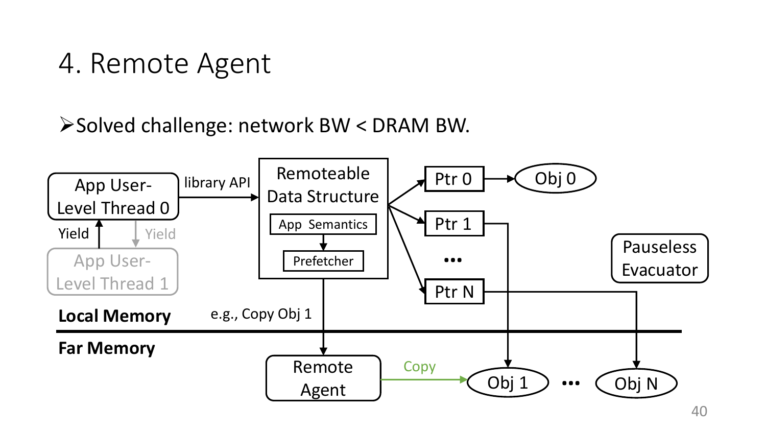# 4. Remote Agent

- Solved challenge: network BW < DRAM BW.

App User-Level Thread 0

Yield

Yield

App User-Level Thread 1

library API

Remoteable Data Structure

App Semantics

Prefetcher

Ptr 0

Obj 0

Ptr 1

...

Ptr N

Pauseless Evacuator

**Local Memory**

e.g., Copy Obj 1

**Far Memory**

Remote Agent

Copy

Obj 1

...

Obj N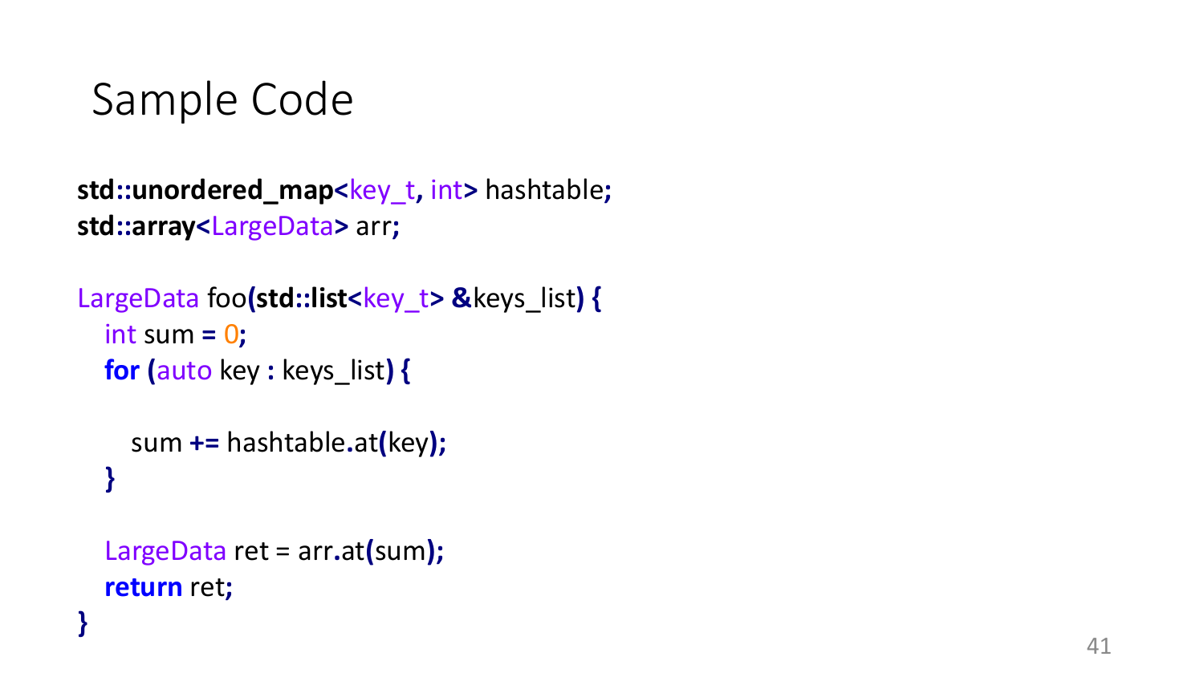# Sample Code

```
std::unordered_map<key_t, int> hashtable;
std::array<LargeData> arr;

LargeData foo(std::list<key_t> &keys_list) {
   int sum = 0;
   for (auto key : keys_list) {

      sum += hashtable.at(key);
   }

   LargeData ret = arr.at(sum);
   return ret;
}
```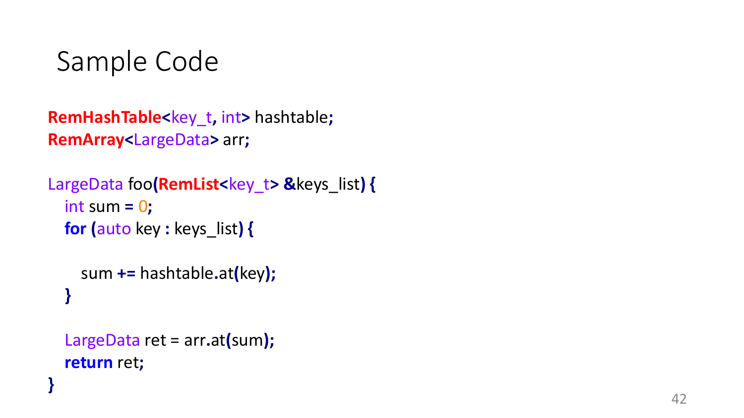# Sample Code

```
RemHashTable<key_t, int> hashtable;
RemArray<LargeData> arr;

LargeData foo(RemList<key_t> &keys_list) {
   int sum = 0;
   for (auto key : keys_list) {

      sum += hashtable.at(key);
   }

   LargeData ret = arr.at(sum);
   return ret;
}
```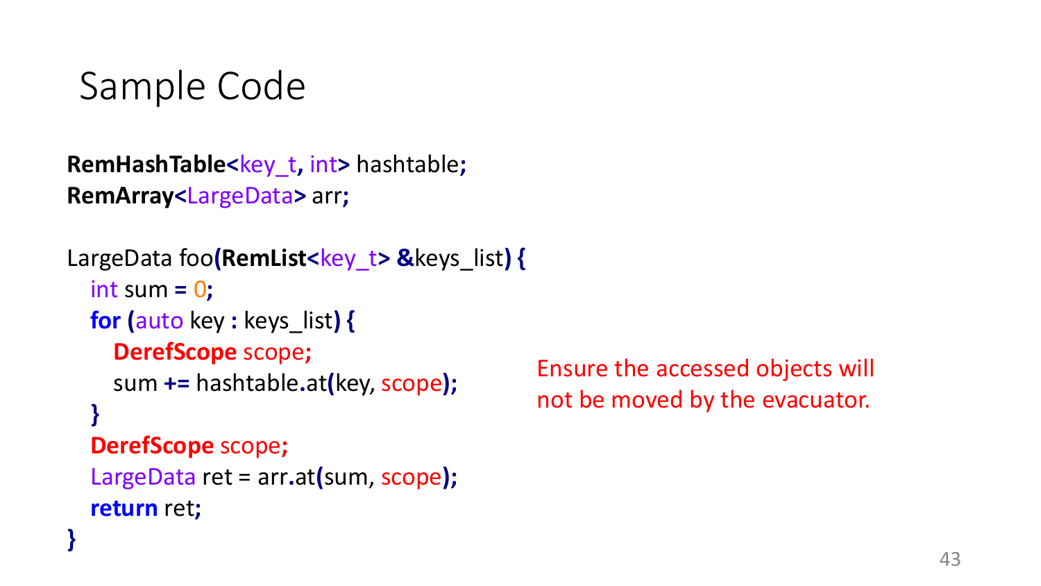# Sample Code

```
RemHashTable<key_t, int> hashtable;
RemArray<LargeData> arr;

LargeData foo(RemList<key_t> &keys_list) {
  int sum = 0;
  for (auto key : keys_list) {
    DerefScope scope;
    sum += hashtable.at(key, scope);
  }
  DerefScope scope;
  LargeData ret = arr.at(sum, scope);
  return ret;
}
```

Ensure the accessed objects will not be moved by the evacuator.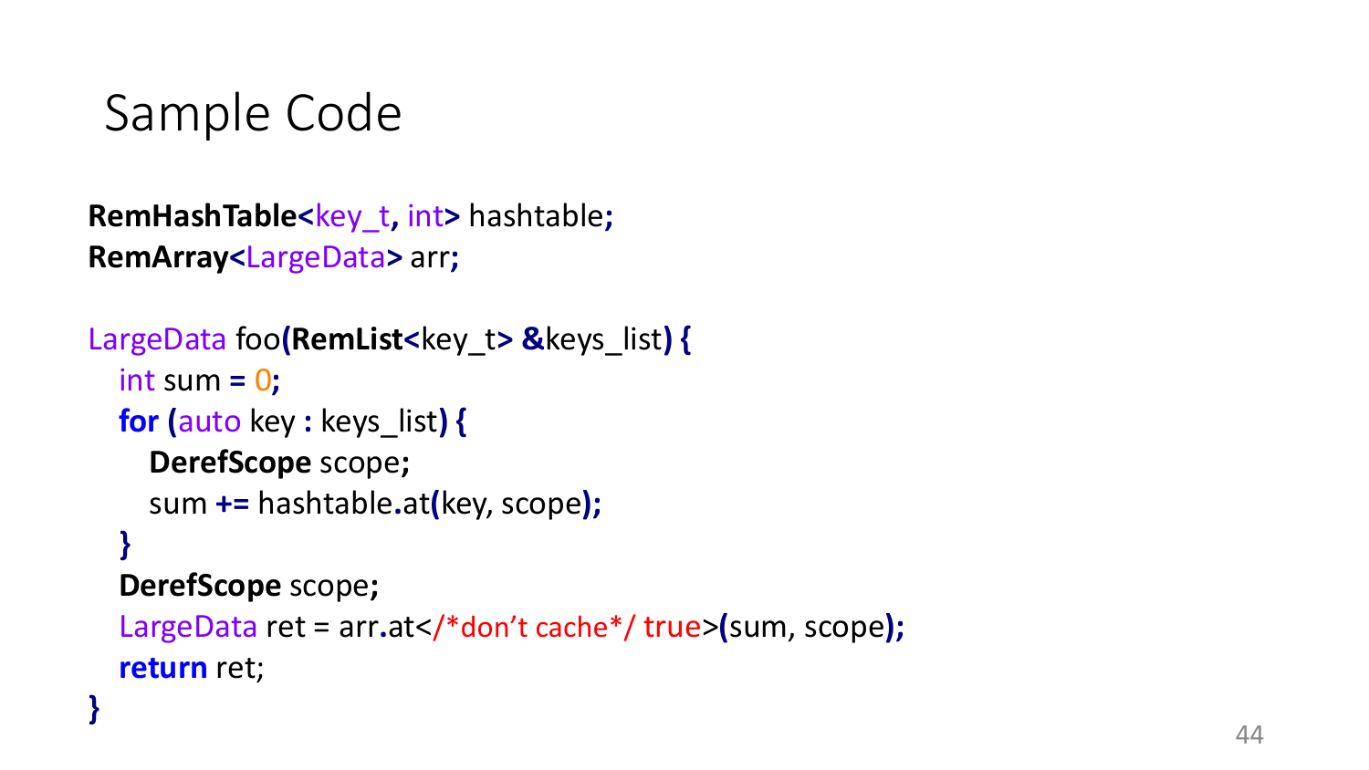# Sample Code

```
RemHashTable<key_t, int> hashtable;
RemArray<LargeData> arr;

LargeData foo(RemList<key_t> &keys_list) {
  int sum = 0;
  for (auto key : keys_list) {
    DerefScope scope;
    sum += hashtable.at(key, scope);
  }
  DerefScope scope;
  LargeData ret = arr.at</*don't cache*/ true>(sum, scope);
  return ret;
}
```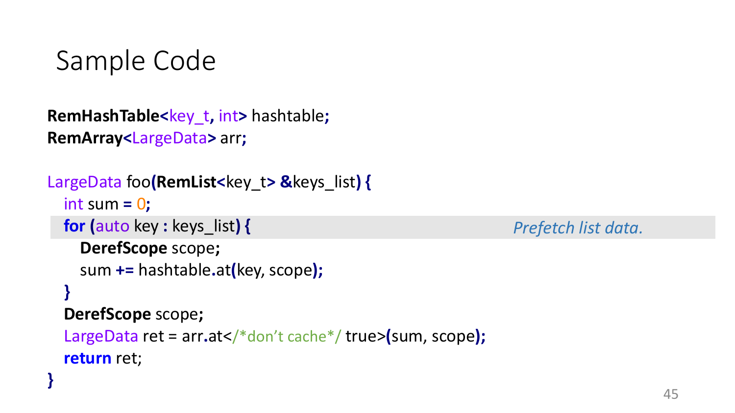# Sample Code

```
RemHashTable<key_t, int> hashtable;
RemArray<LargeData> arr;

LargeData foo(RemList<key_t> &keys_list) {
  int sum = 0;
  for (auto key : keys_list) {                    Prefetch list data.
    DerefScope scope;
    sum += hashtable.at(key, scope);
  }
  DerefScope scope;
  LargeData ret = arr.at</*don't cache*/ true>(sum, scope);
  return ret;
}
```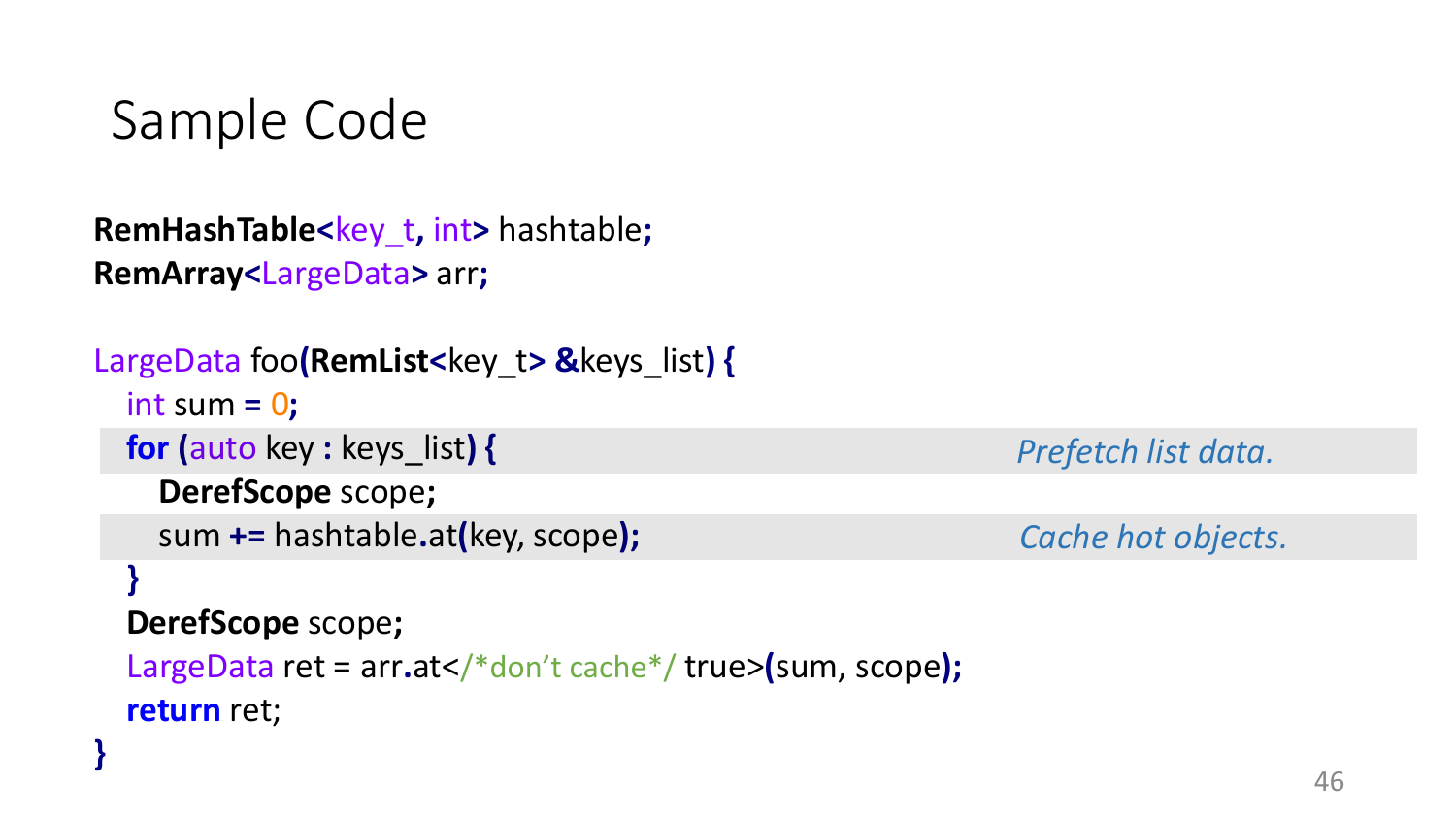# Sample Code

```
RemHashTable<key_t, int> hashtable;
RemArray<LargeData> arr;

LargeData foo(RemList<key_t> &keys_list) {
  int sum = 0;
  for (auto key : keys_list) {                    // Prefetch list data.
    DerefScope scope;
    sum += hashtable.at(key, scope);              // Cache hot objects.
  }
  DerefScope scope;
  LargeData ret = arr.at</*don't cache*/ true>(sum, scope);
  return ret;
}
```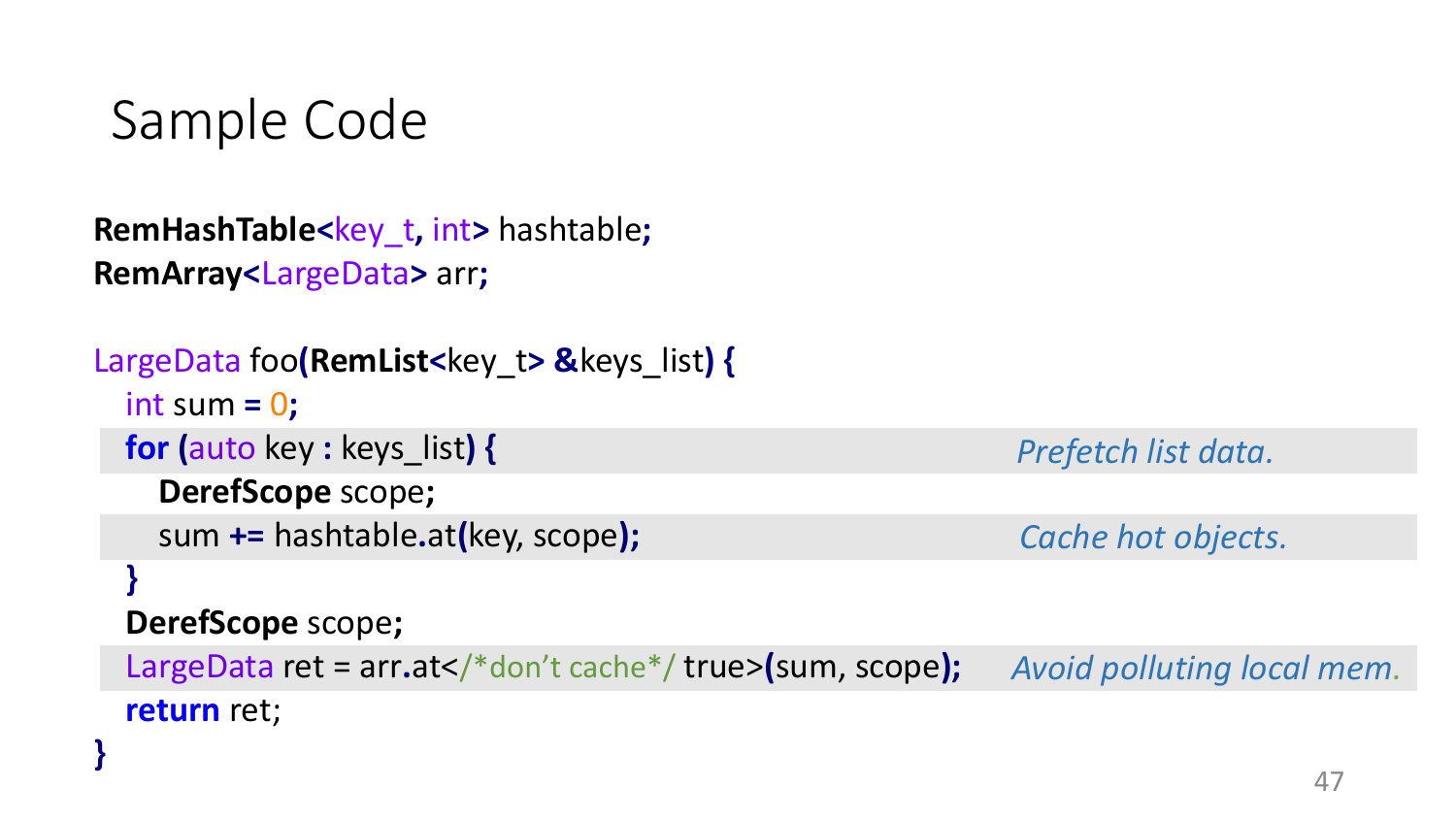# Sample Code

```
RemHashTable<key_t, int> hashtable;
RemArray<LargeData> arr;

LargeData foo(RemList<key_t> &keys_list) {
  int sum = 0;
  for (auto key : keys_list) {                          // Prefetch list data.
    DerefScope scope;
    sum += hashtable.at(key, scope);                    // Cache hot objects.
  }
  DerefScope scope;
  LargeData ret = arr.at</*don't cache*/ true>(sum, scope);   // Avoid polluting local mem.
  return ret;
}
```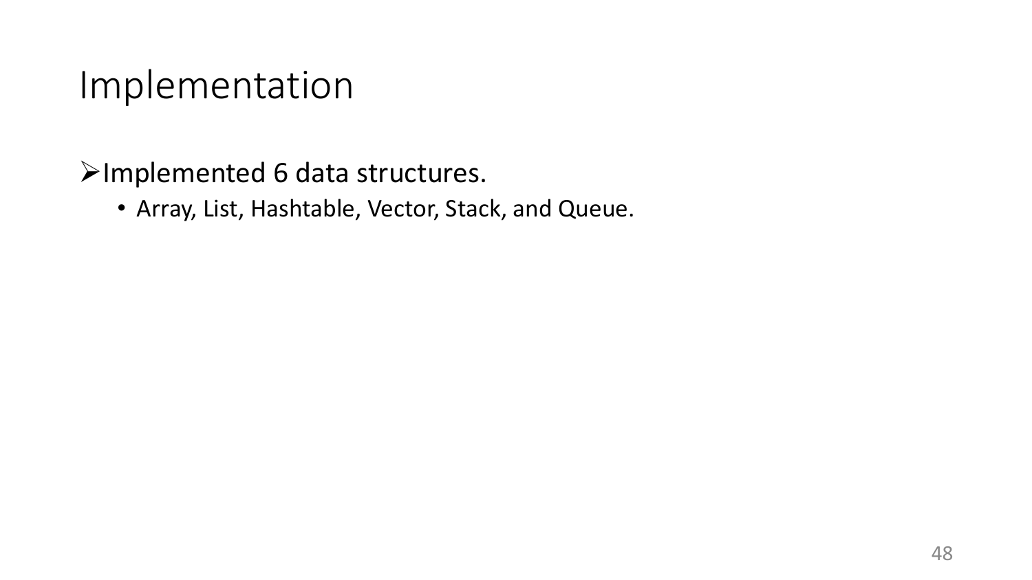# Implementation

- Implemented 6 data structures.
  - Array, List, Hashtable, Vector, Stack, and Queue.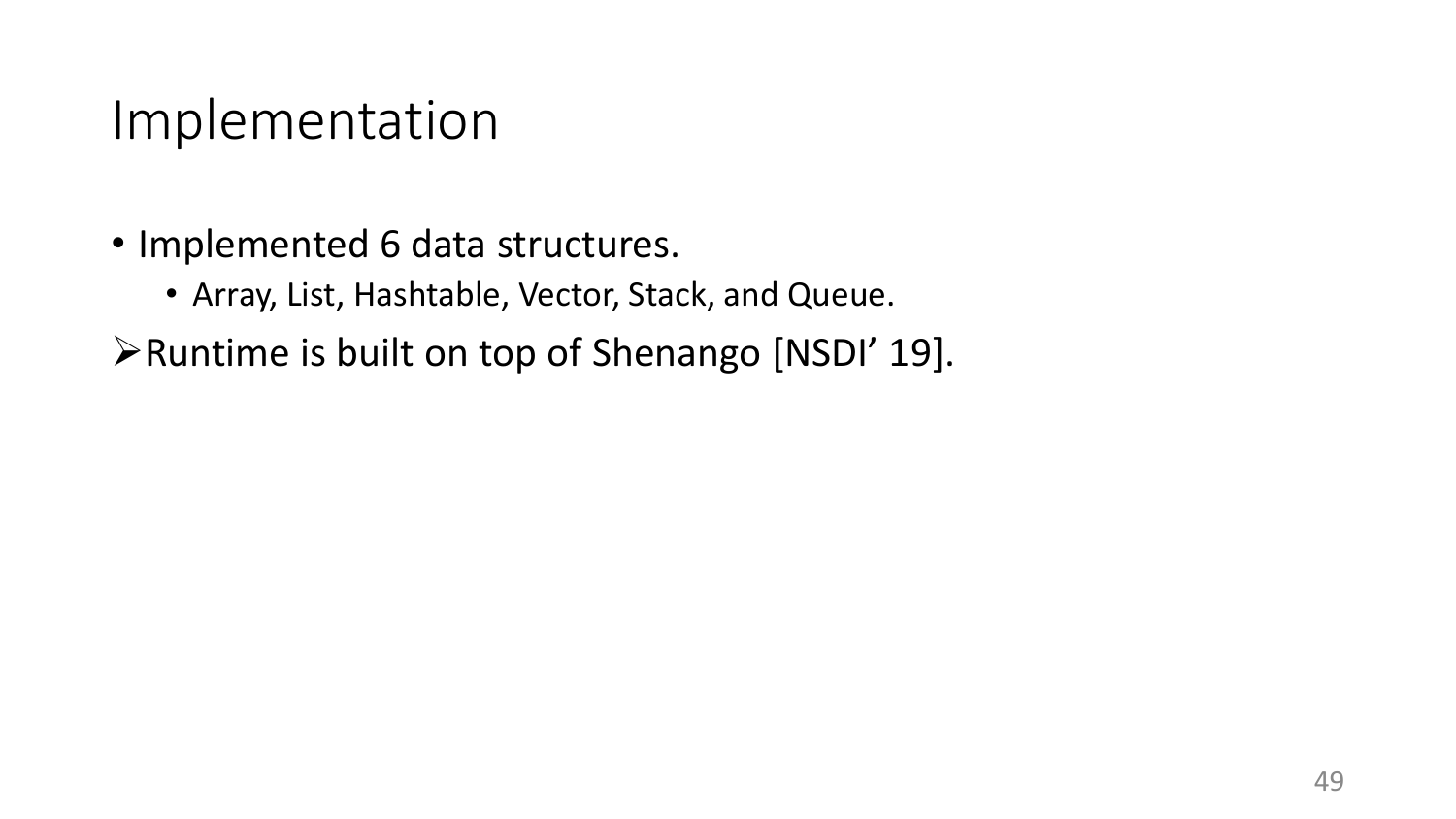# Implementation

- Implemented 6 data structures.
  - Array, List, Hashtable, Vector, Stack, and Queue.

➢Runtime is built on top of Shenango [NSDI' 19].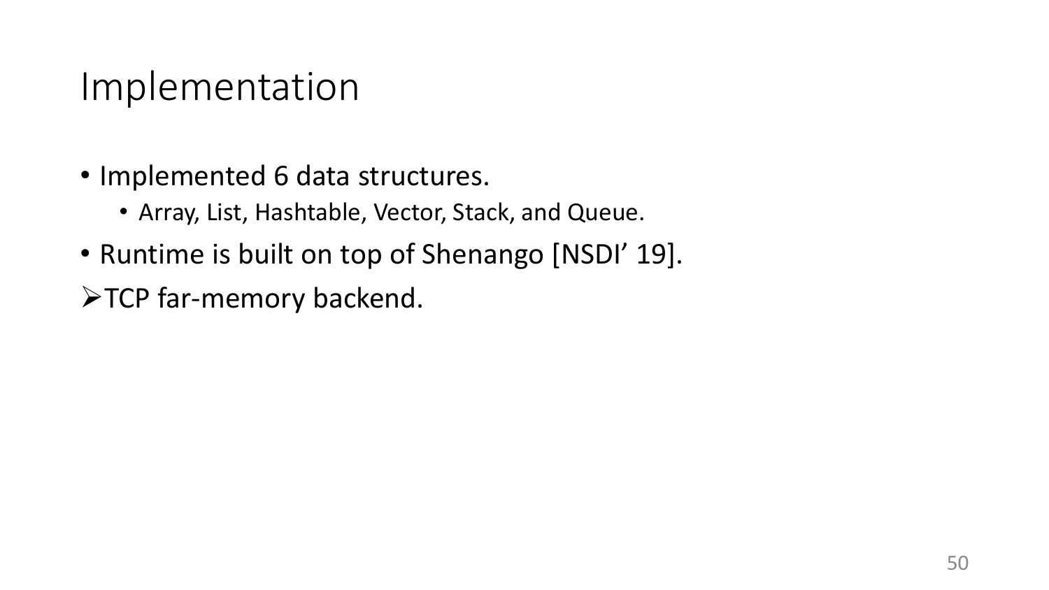# Implementation

- Implemented 6 data structures.
  - Array, List, Hashtable, Vector, Stack, and Queue.
- Runtime is built on top of Shenango [NSDI’ 19].

➢TCP far-memory backend.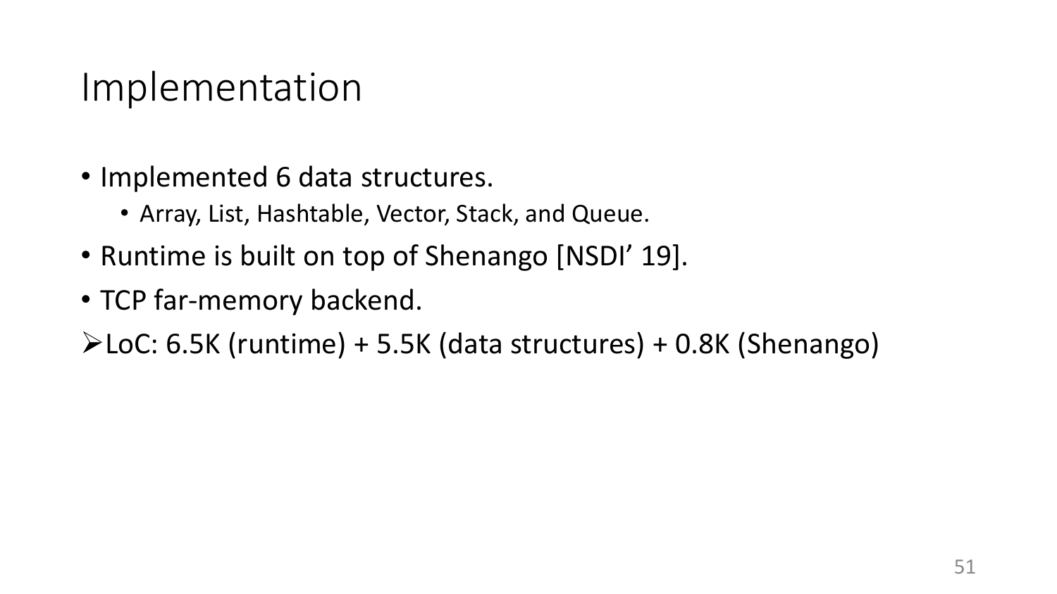# Implementation

- Implemented 6 data structures.
  - Array, List, Hashtable, Vector, Stack, and Queue.
- Runtime is built on top of Shenango [NSDI' 19].
- TCP far-memory backend.

➢ LoC: 6.5K (runtime) + 5.5K (data structures) + 0.8K (Shenango)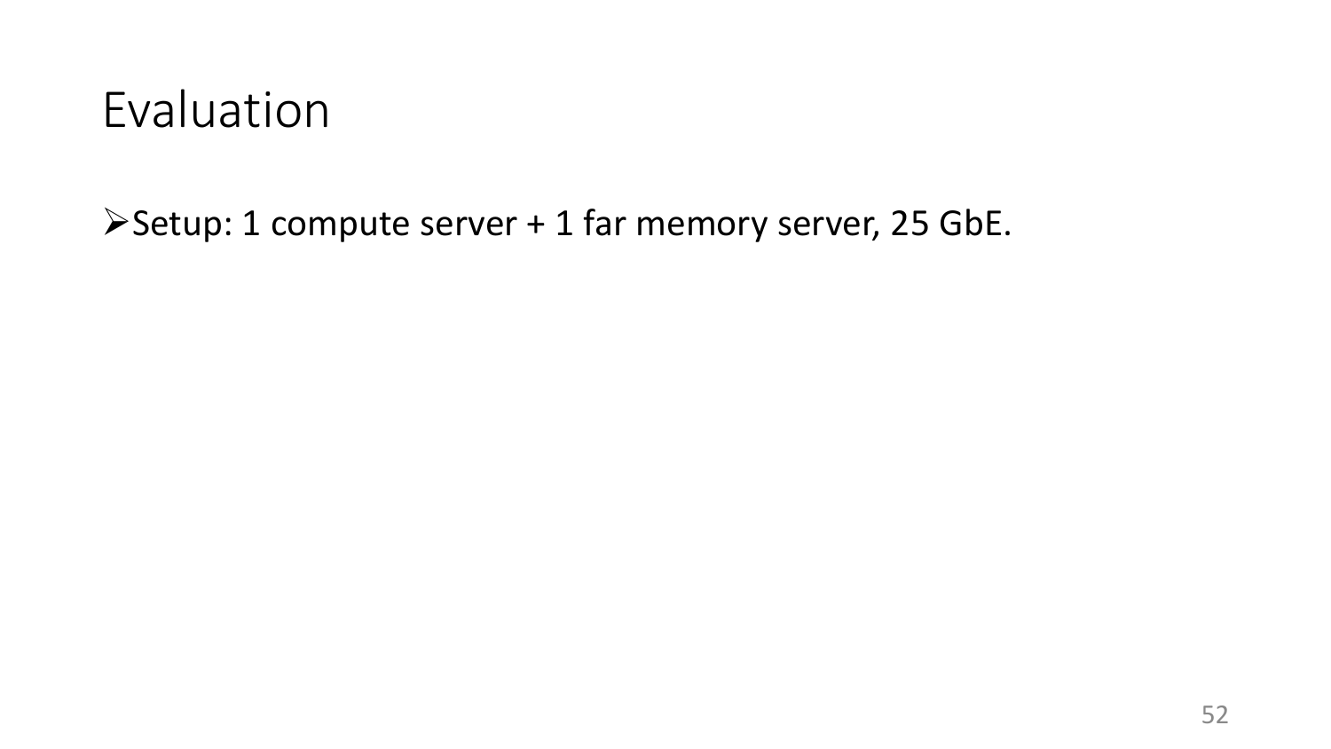# Evaluation

- Setup: 1 compute server + 1 far memory server, 25 GbE.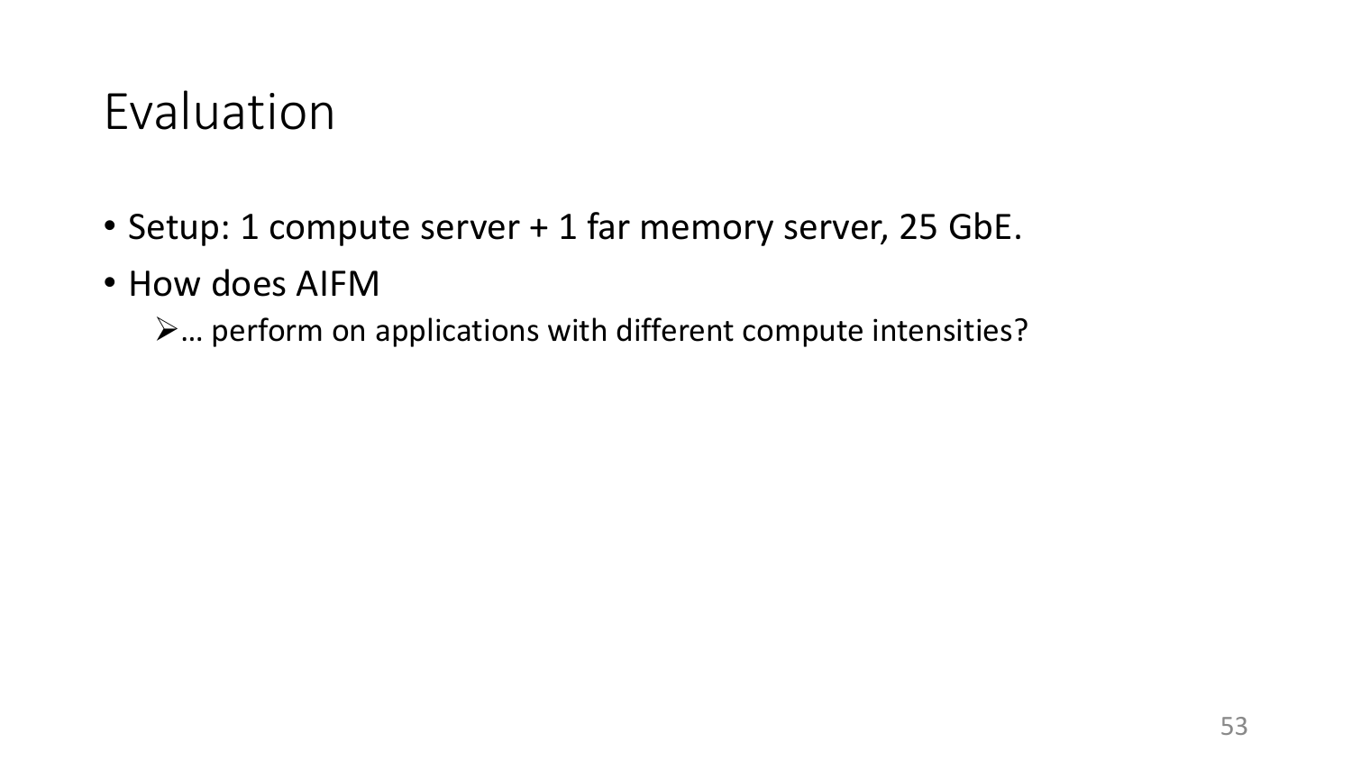# Evaluation

- Setup: 1 compute server + 1 far memory server, 25 GbE.
- How does AIFM
  - … perform on applications with different compute intensities?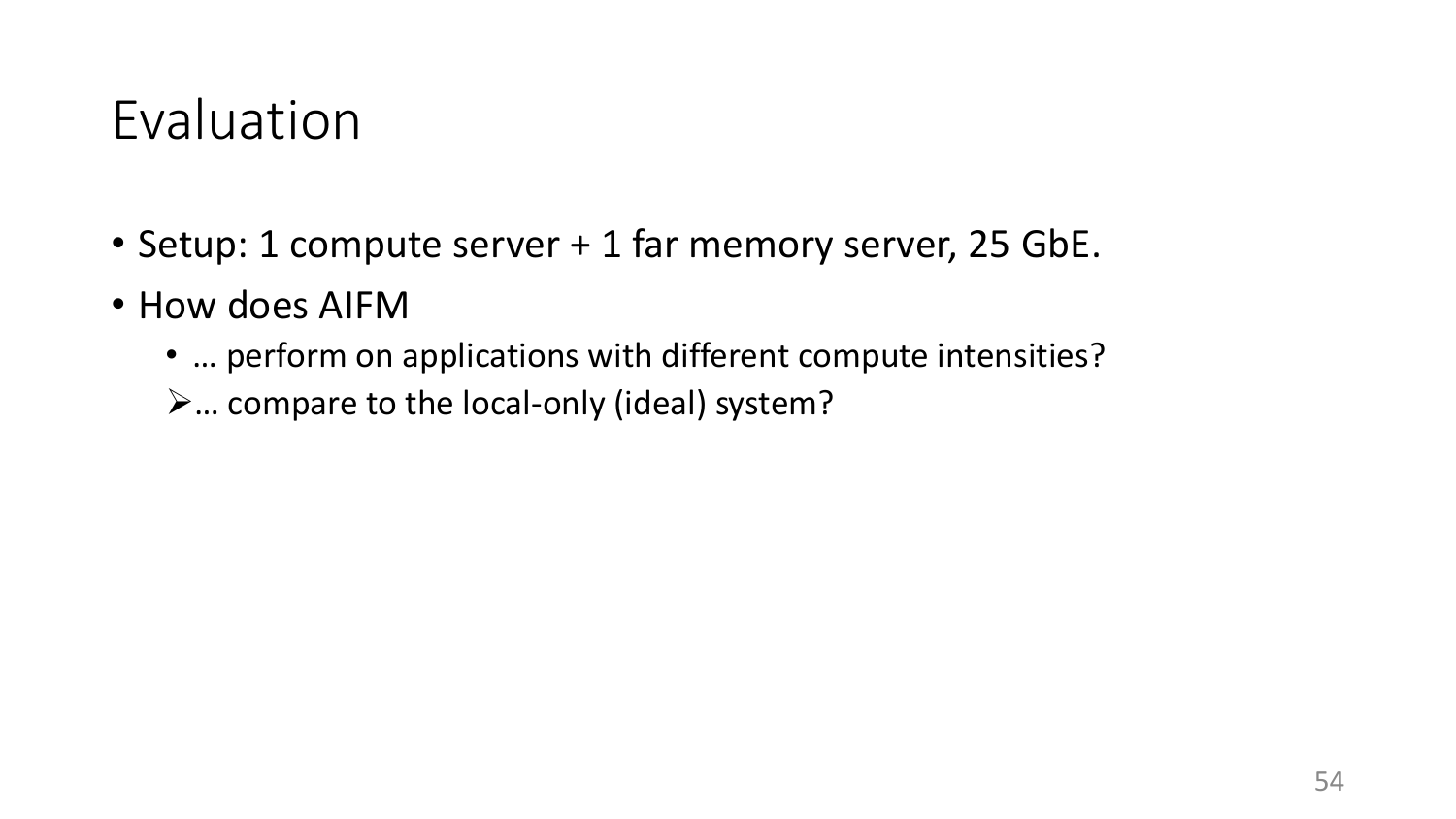# Evaluation

- Setup: 1 compute server + 1 far memory server, 25 GbE.
- How does AIFM
  - … perform on applications with different compute intensities?
  - ➢ … compare to the local-only (ideal) system?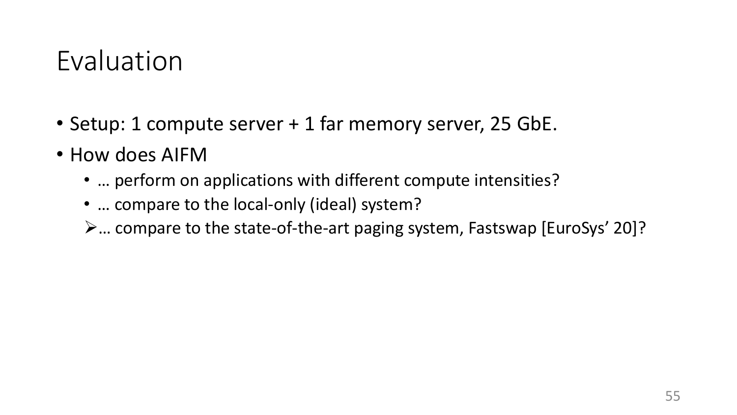# Evaluation

- Setup: 1 compute server + 1 far memory server, 25 GbE.
- How does AIFM
  - … perform on applications with different compute intensities?
  - … compare to the local-only (ideal) system?
  - ➢ … compare to the state-of-the-art paging system, Fastswap [EuroSys' 20]?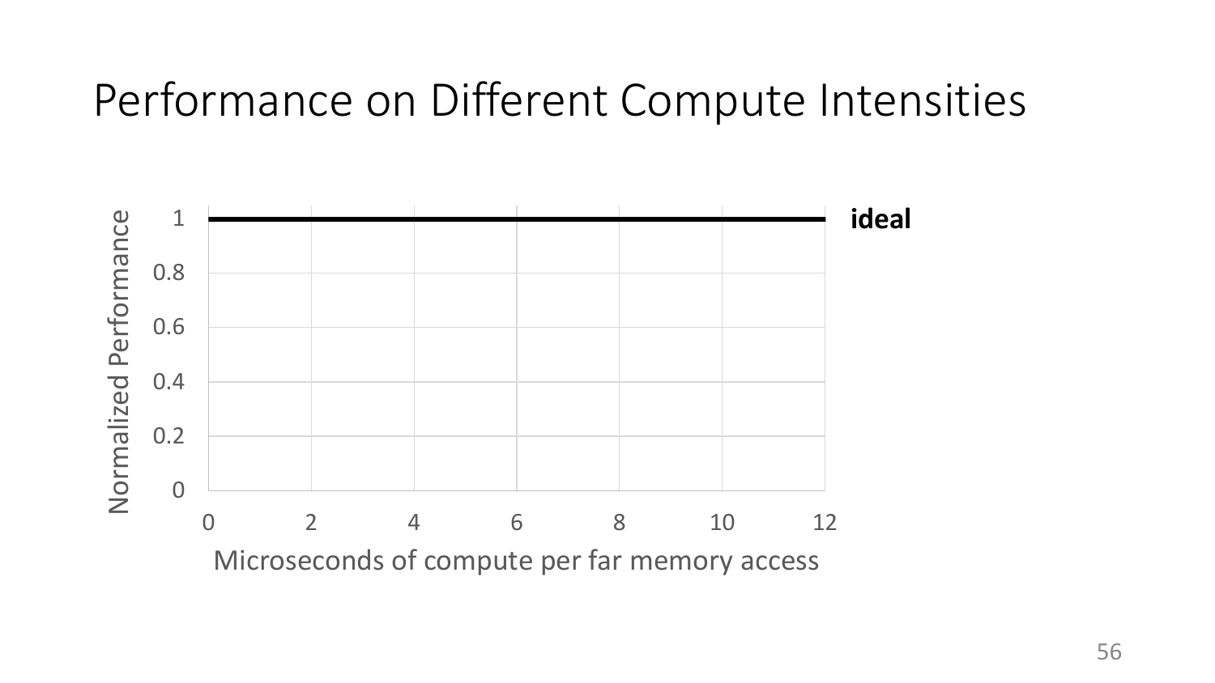# Performance on Different Compute Intensities

Normalized Performance

1
0.8
0.6
0.4
0.2
0

0 2 4 6 8 10 12

Microseconds of compute per far memory access

**ideal**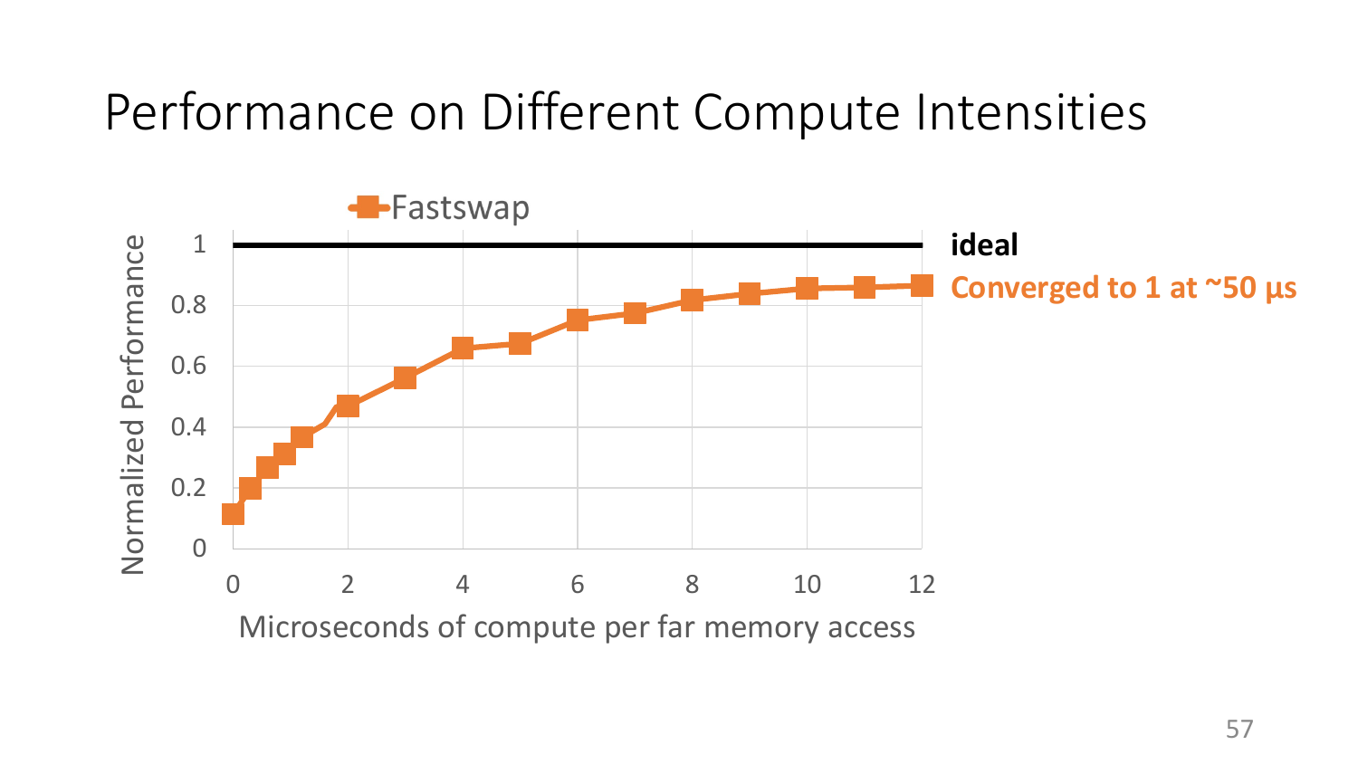# Performance on Different Compute Intensities

Fastswap

Normalized Performance

Microseconds of compute per far memory access

**ideal**

**Converged to 1 at ~50 μs**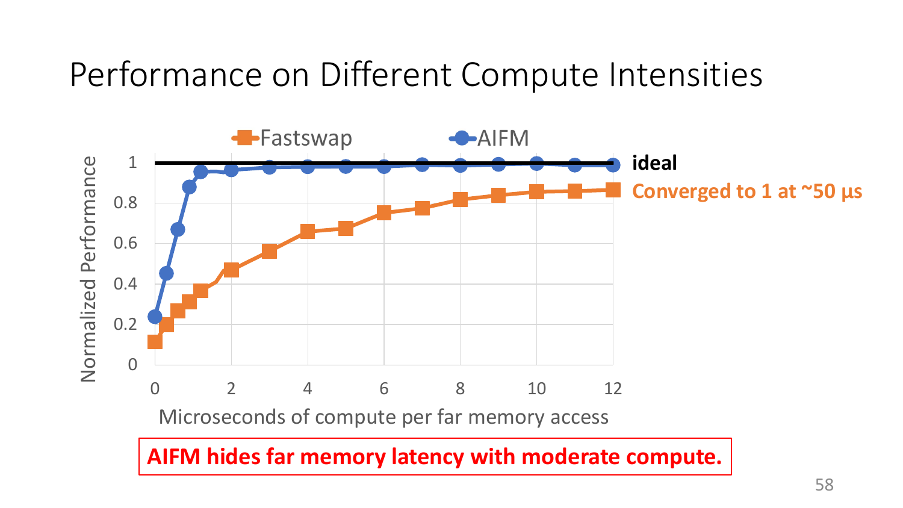# Performance on Different Compute Intensities

Fastswap AIFM

Normalized Performance

Microseconds of compute per far memory access

ideal

Converged to 1 at ~50 µs

**AIFM hides far memory latency with moderate compute.**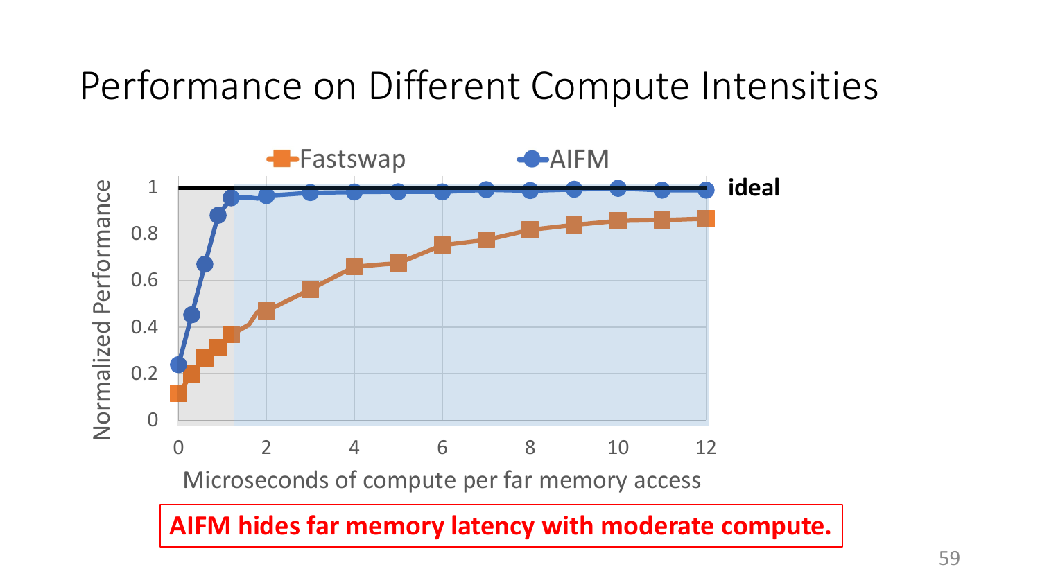# Performance on Different Compute Intensities

Fastswap AIFM

ideal

Normalized Performance

Microseconds of compute per far memory access

**AIFM hides far memory latency with moderate compute.**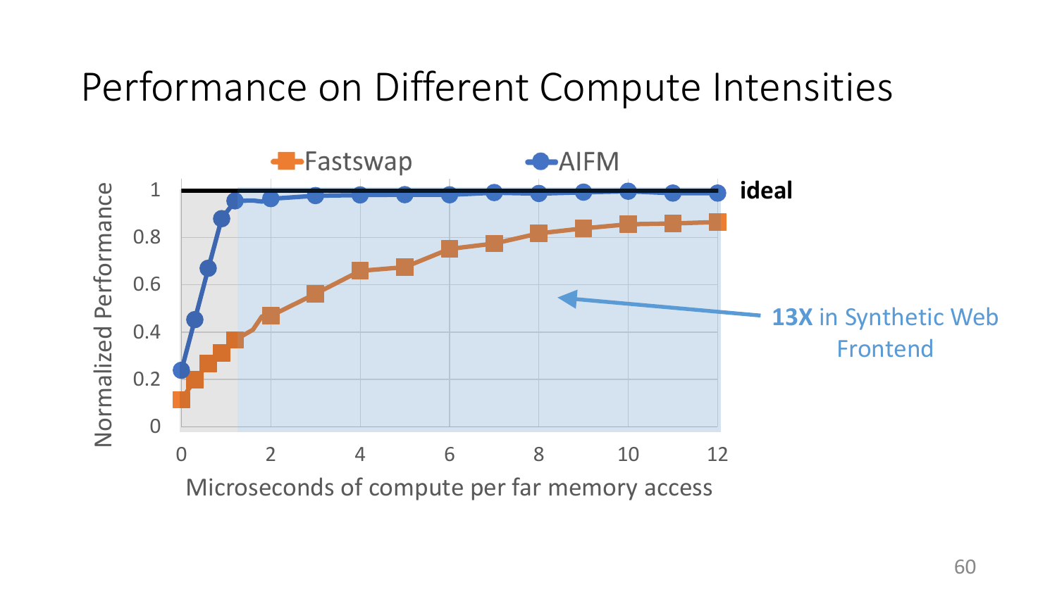# Performance on Different Compute Intensities

Fastswap AIFM

Normalized Performance

Microseconds of compute per far memory access

ideal

**13X** in Synthetic Web Frontend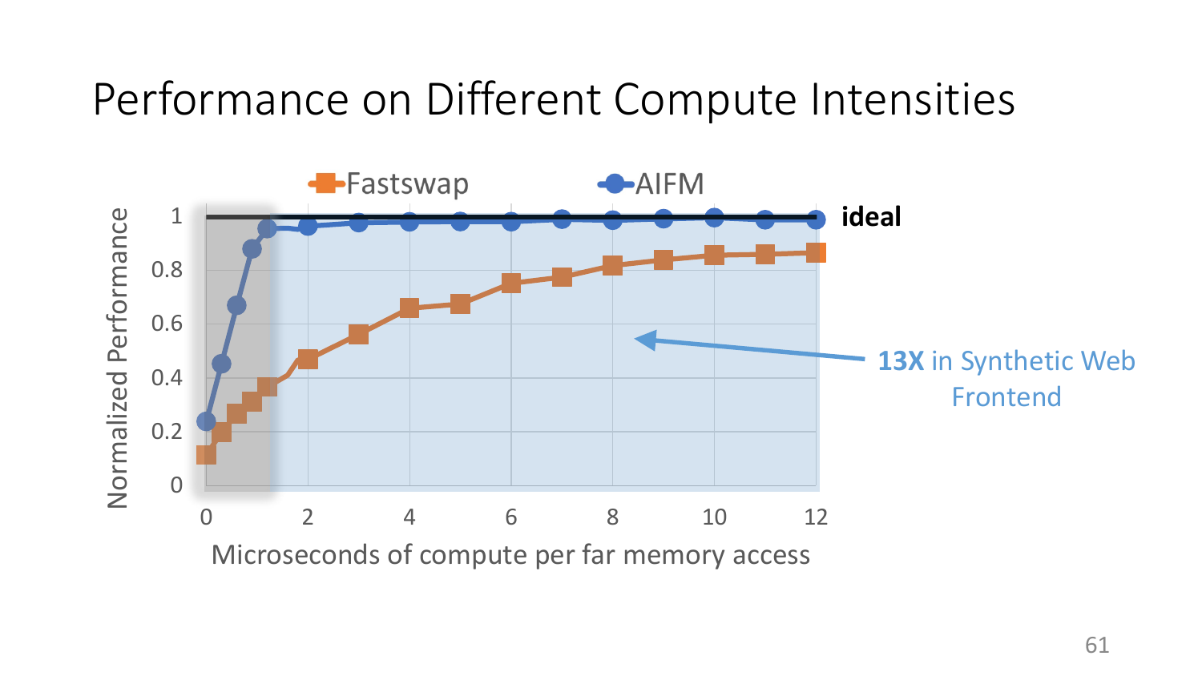# Performance on Different Compute Intensities

Fastswap AIFM

Normalized Performance

Microseconds of compute per far memory access

ideal

**13X** in Synthetic Web Frontend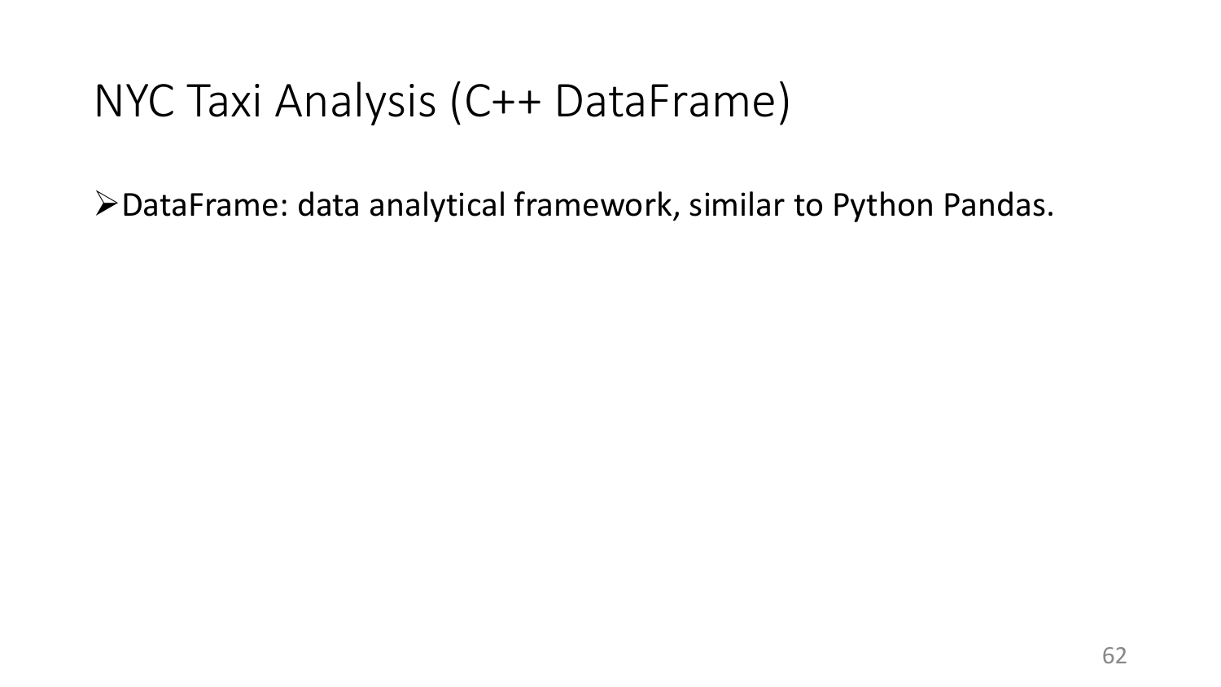# NYC Taxi Analysis (C++ DataFrame)

- DataFrame: data analytical framework, similar to Python Pandas.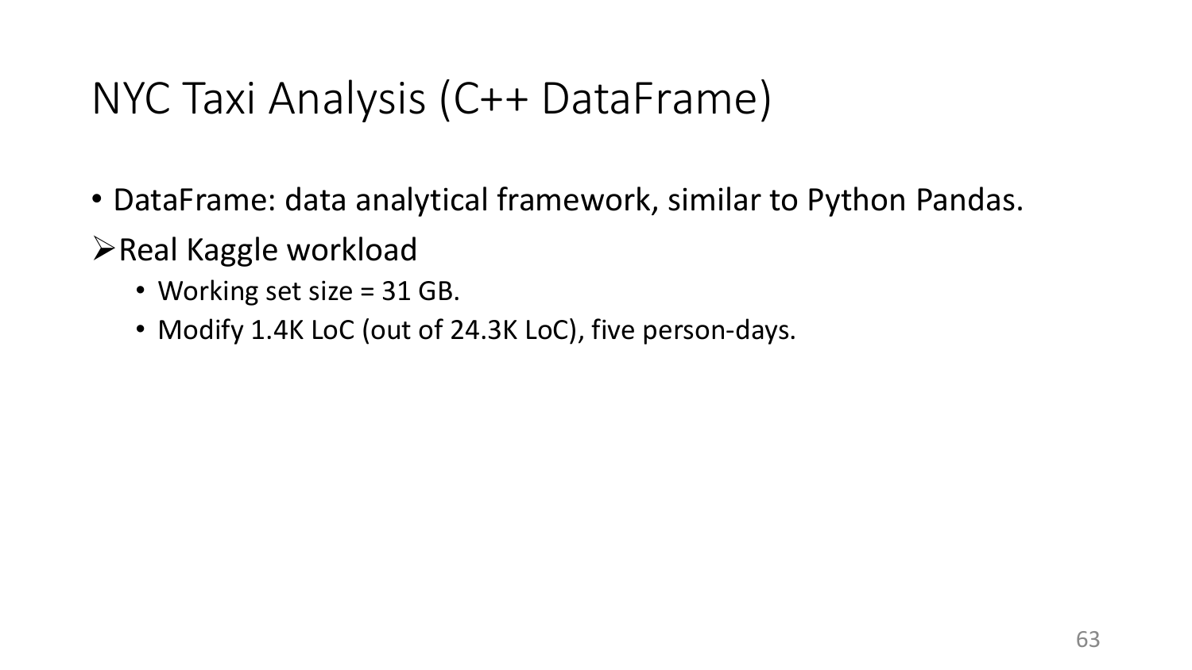# NYC Taxi Analysis (C++ DataFrame)

- DataFrame: data analytical framework, similar to Python Pandas.

➢ Real Kaggle workload

  - Working set size = 31 GB.
  - Modify 1.4K LoC (out of 24.3K LoC), five person-days.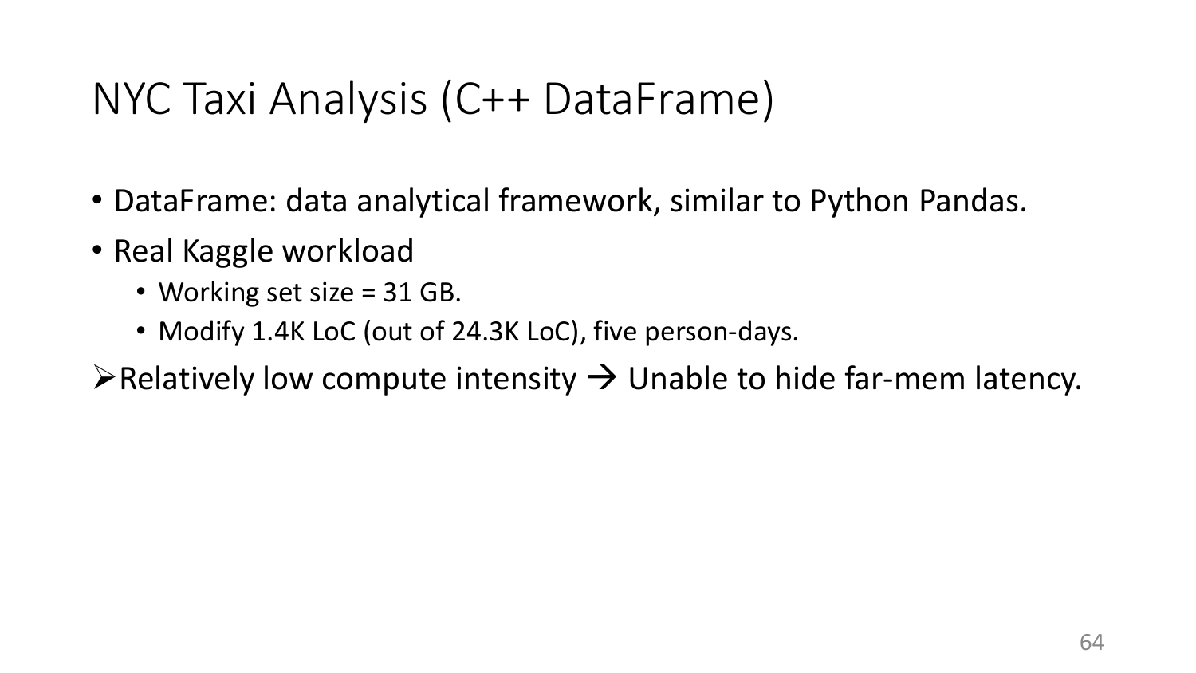# NYC Taxi Analysis (C++ DataFrame)

- DataFrame: data analytical framework, similar to Python Pandas.
- Real Kaggle workload
  - Working set size = 31 GB.
  - Modify 1.4K LoC (out of 24.3K LoC), five person-days.

➢Relatively low compute intensity → Unable to hide far-mem latency.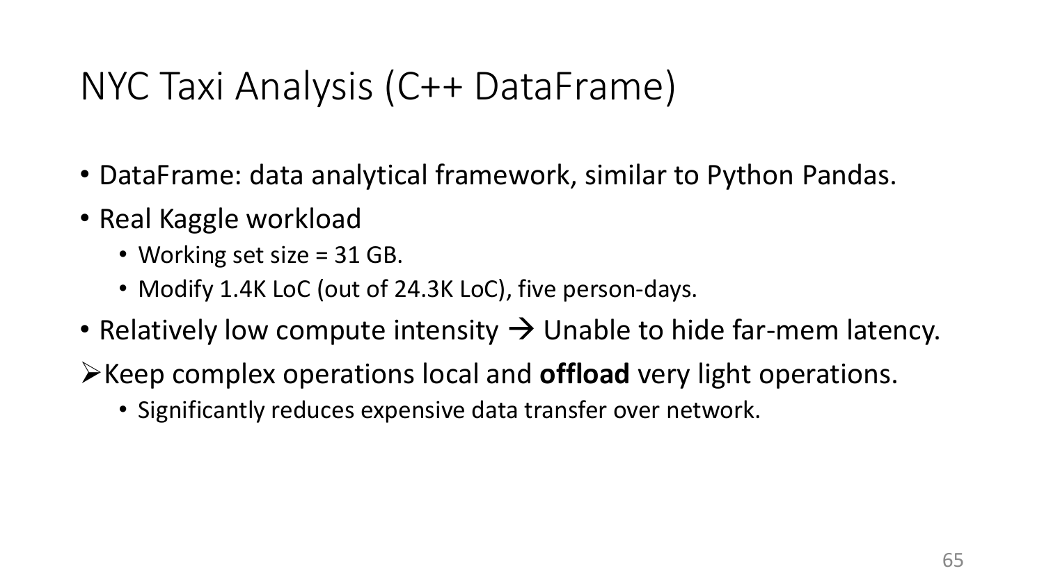# NYC Taxi Analysis (C++ DataFrame)

- DataFrame: data analytical framework, similar to Python Pandas.
- Real Kaggle workload
  - Working set size = 31 GB.
  - Modify 1.4K LoC (out of 24.3K LoC), five person-days.
- Relatively low compute intensity → Unable to hide far-mem latency.

➢ Keep complex operations local and **offload** very light operations.

  - Significantly reduces expensive data transfer over network.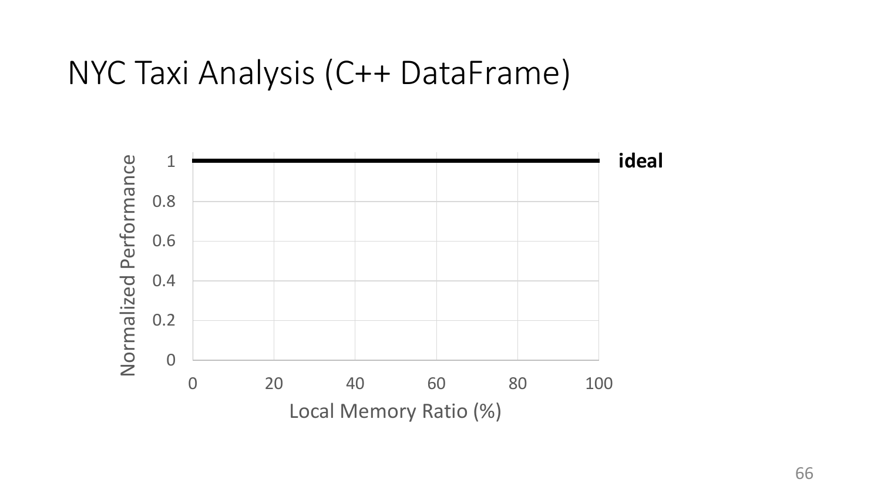# NYC Taxi Analysis (C++ DataFrame)

Normalized Performance

1, 0.8, 0.6, 0.4, 0.2, 0

0, 20, 40, 60, 80, 100

Local Memory Ratio (%)

**ideal**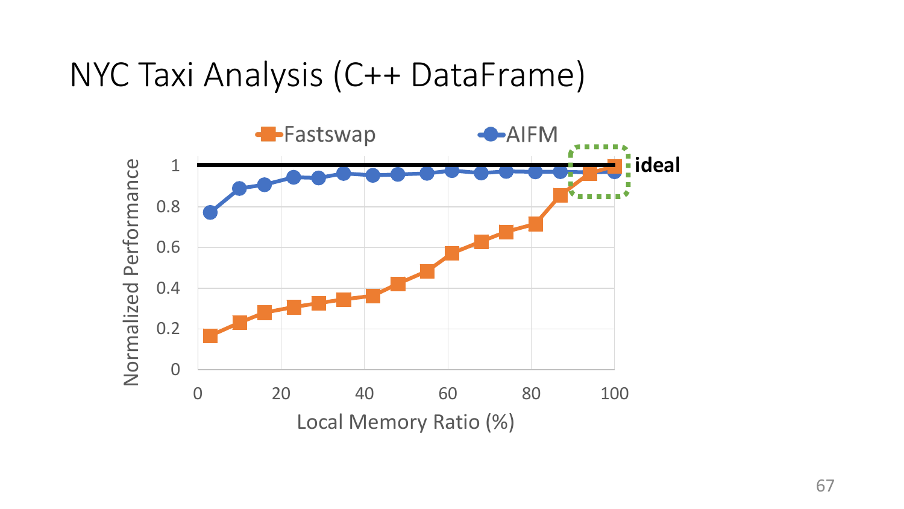# NYC Taxi Analysis (C++ DataFrame)

Fastswap AIFM

ideal

Normalized Performance

Local Memory Ratio (%)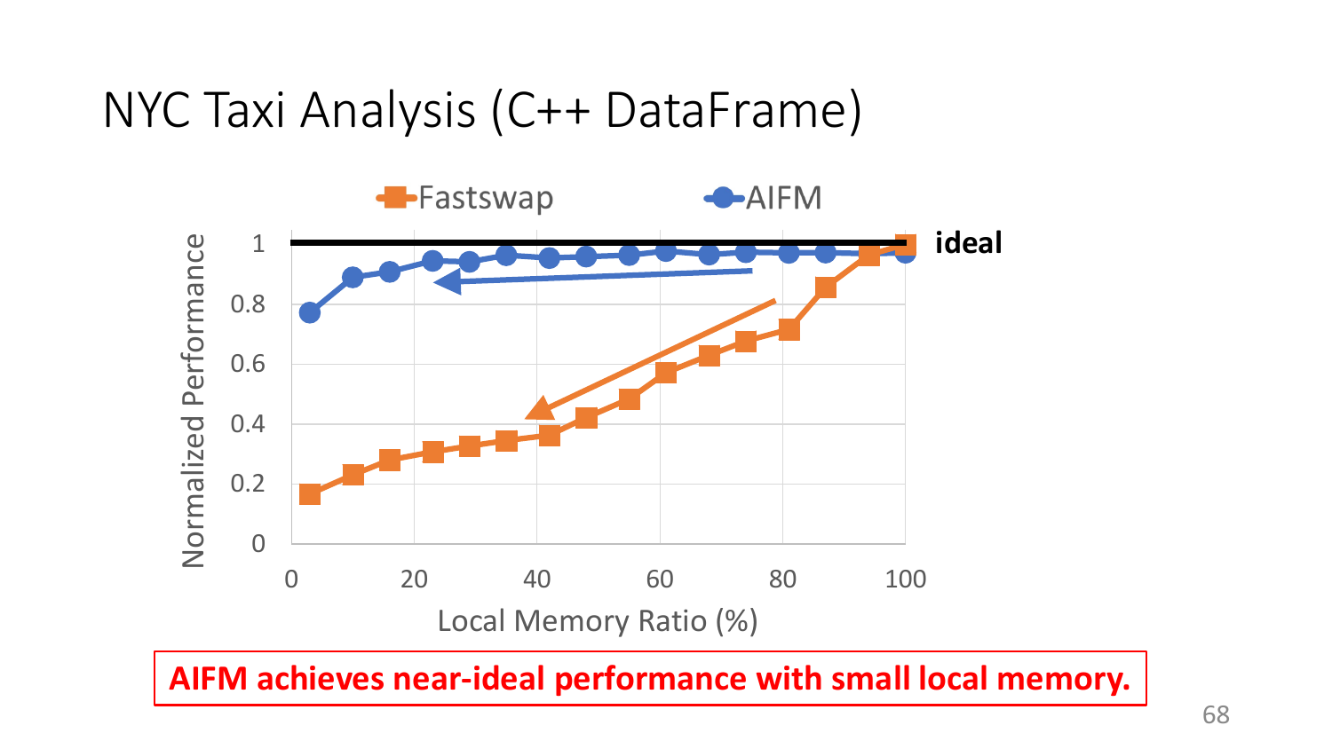# NYC Taxi Analysis (C++ DataFrame)

**AIFM achieves near-ideal performance with small local memory.**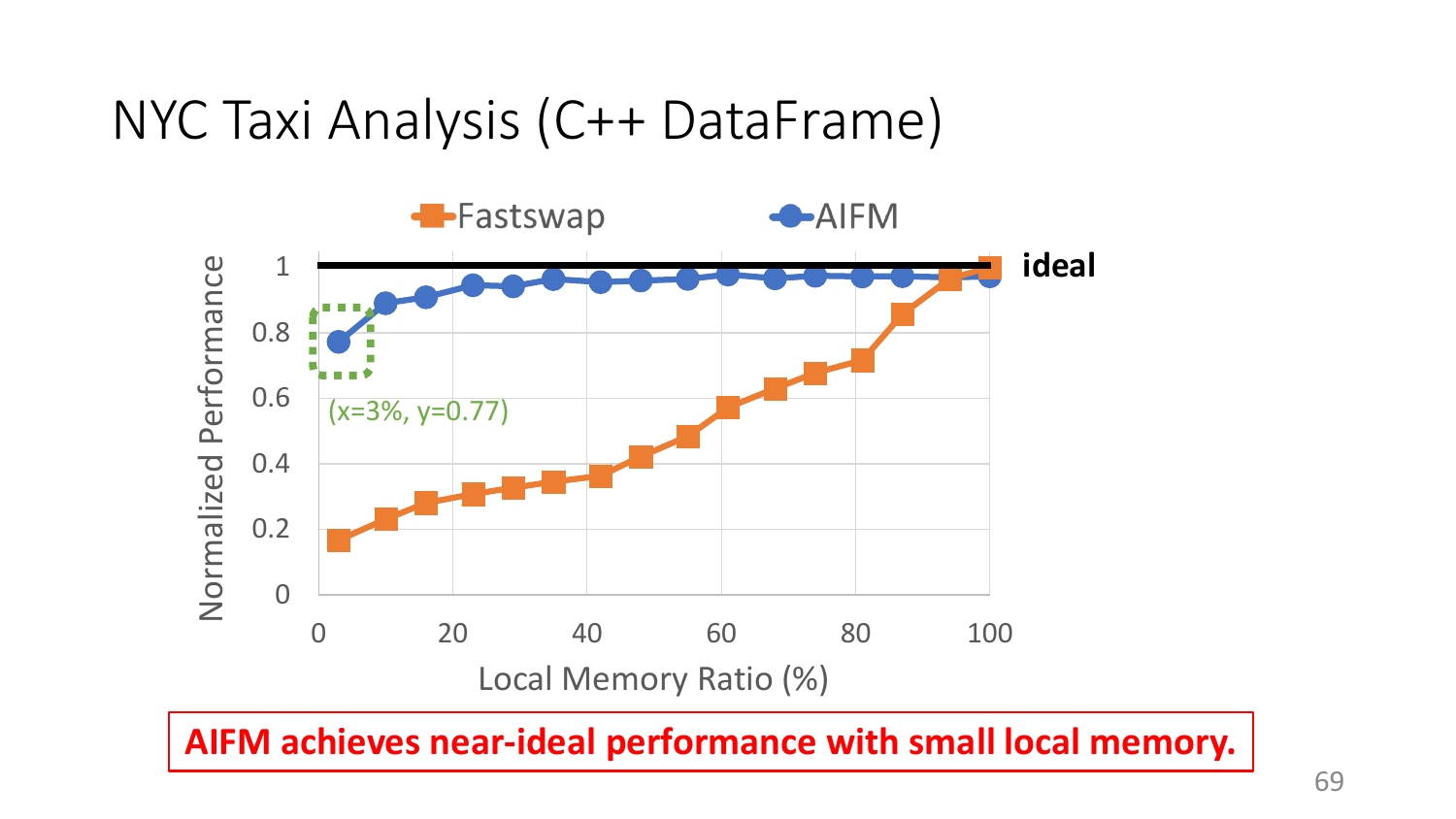# NYC Taxi Analysis (C++ DataFrame)

**AIFM achieves near-ideal performance with small local memory.**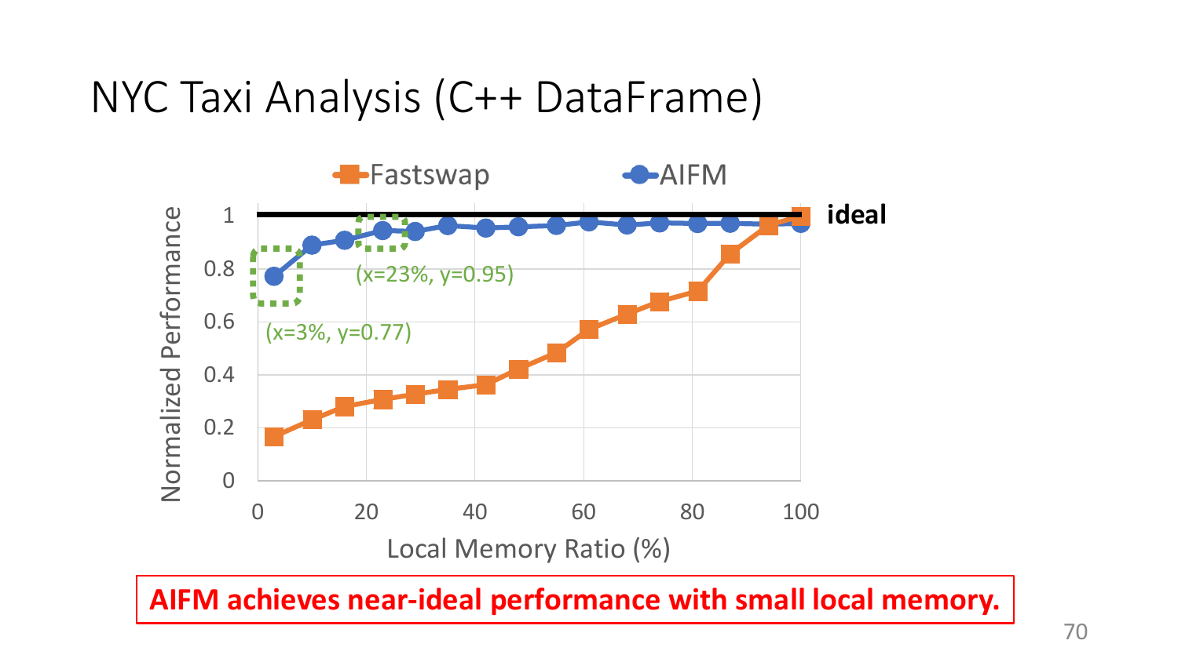# NYC Taxi Analysis (C++ DataFrame)

Fastswap | AIFM

(x=3%, y=0.77)

(x=23%, y=0.95)

ideal

Normalized Performance

Local Memory Ratio (%)

**AIFM achieves near-ideal performance with small local memory.**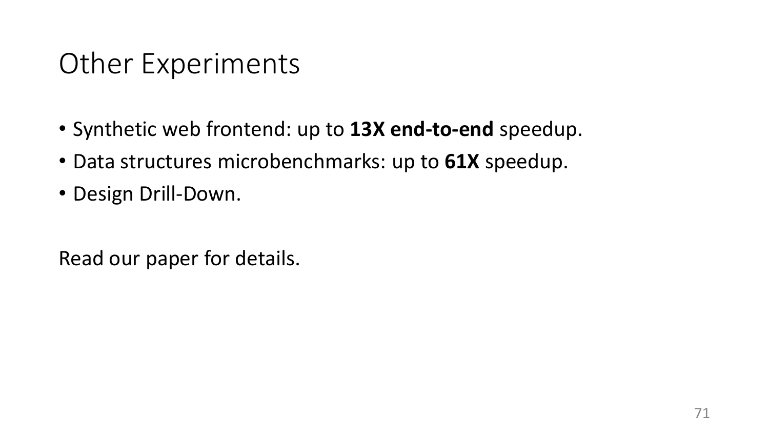# Other Experiments

- Synthetic web frontend: up to **13X end-to-end** speedup.
- Data structures microbenchmarks: up to **61X** speedup.
- Design Drill-Down.

Read our paper for details.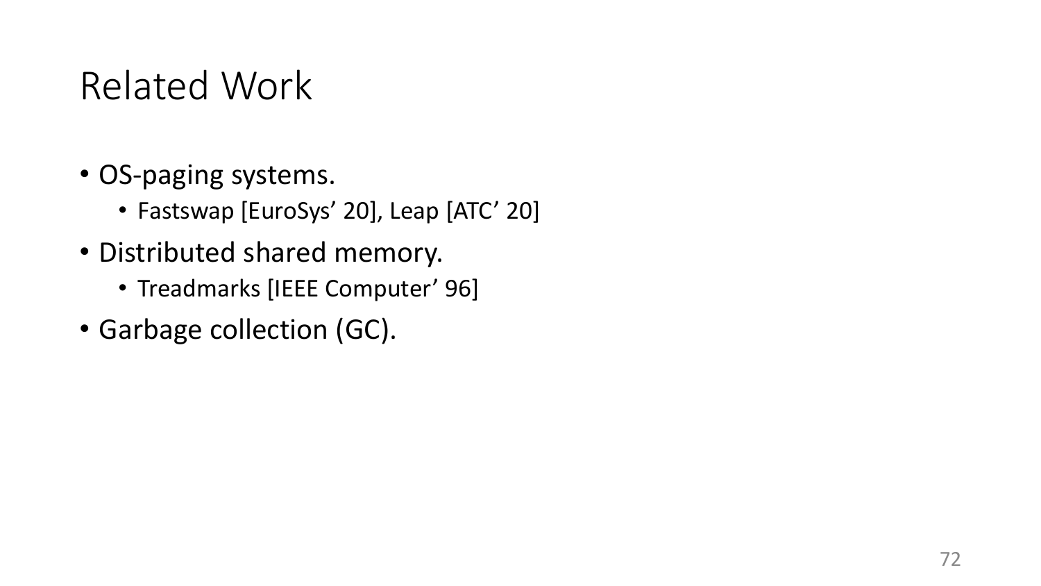# Related Work

- OS-paging systems.
  - Fastswap [EuroSys' 20], Leap [ATC' 20]
- Distributed shared memory.
  - Treadmarks [IEEE Computer' 96]
- Garbage collection (GC).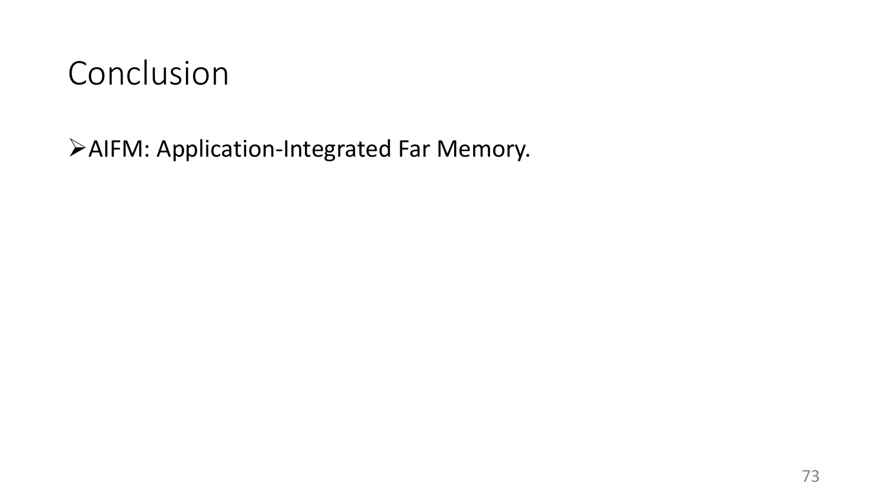# Conclusion

- AIFM: Application-Integrated Far Memory.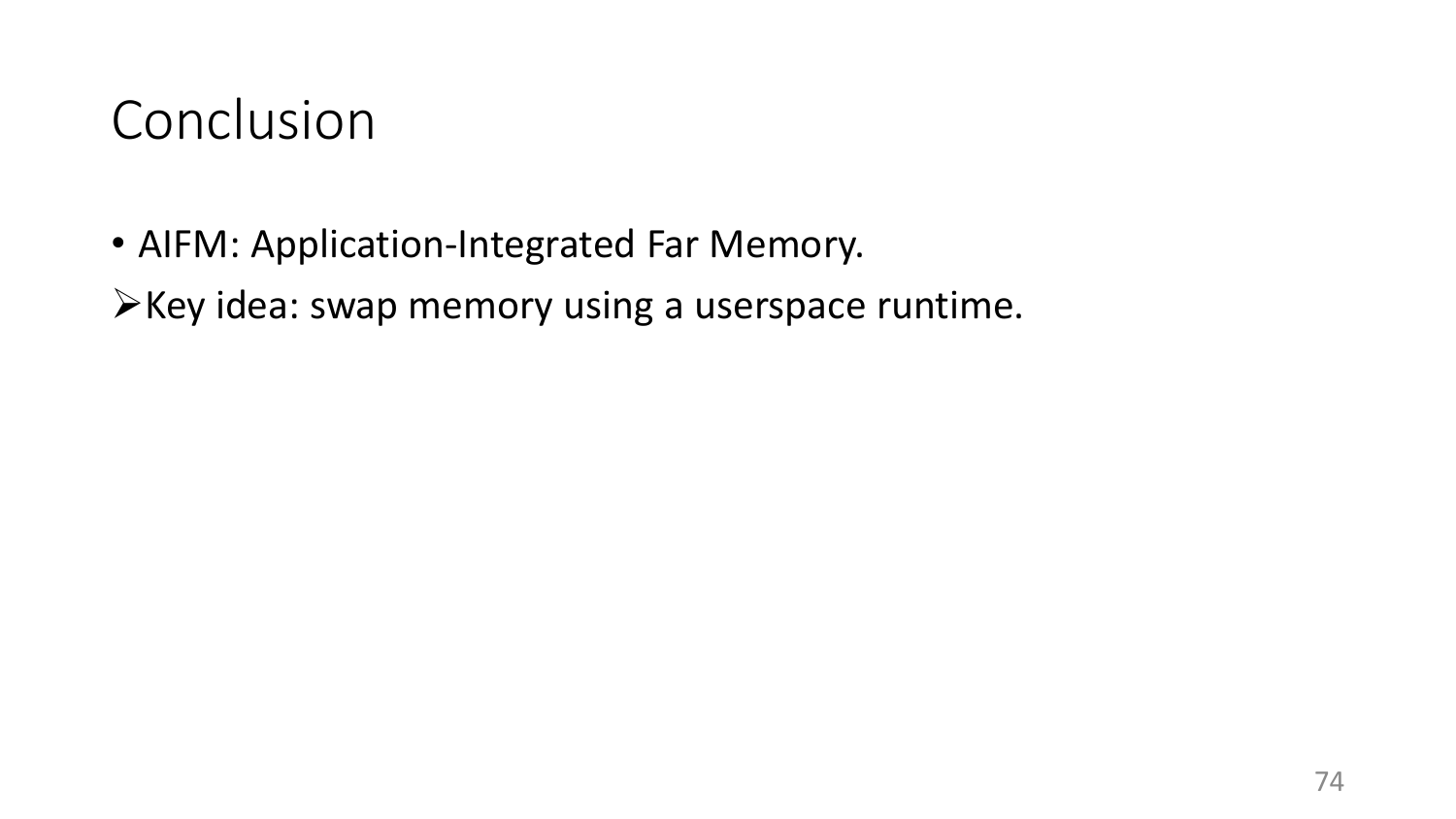# Conclusion

- AIFM: Application-Integrated Far Memory.
  - Key idea: swap memory using a userspace runtime.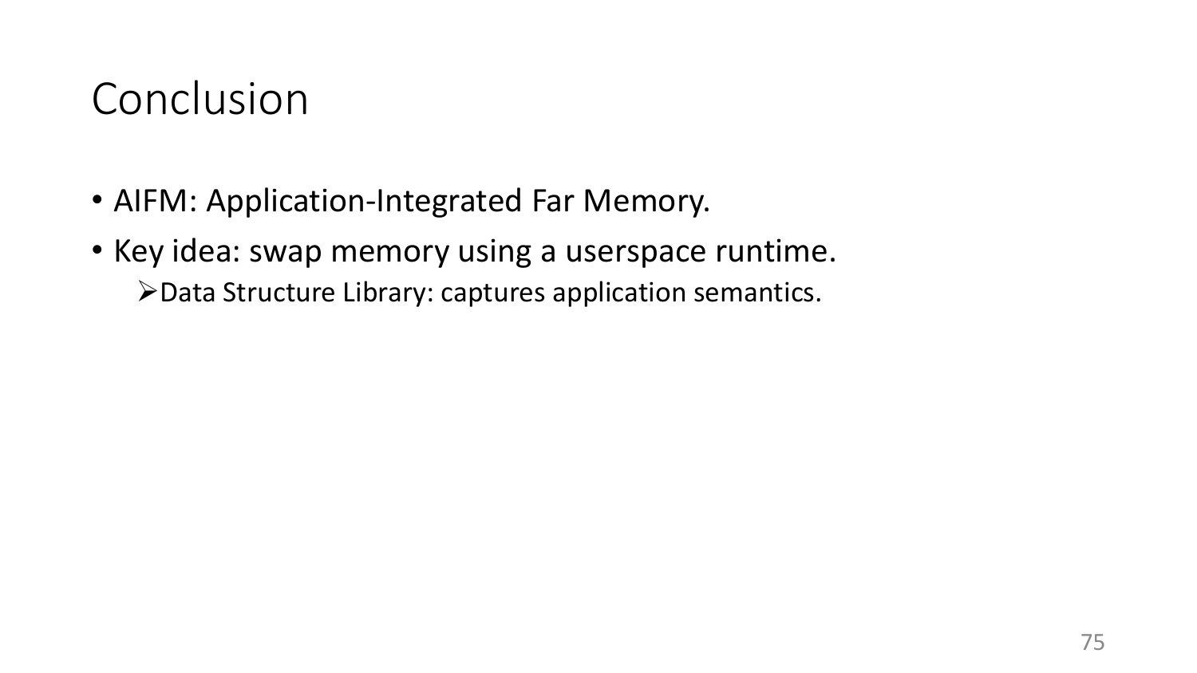# Conclusion

- AIFM: Application-Integrated Far Memory.
- Key idea: swap memory using a userspace runtime.
  - Data Structure Library: captures application semantics.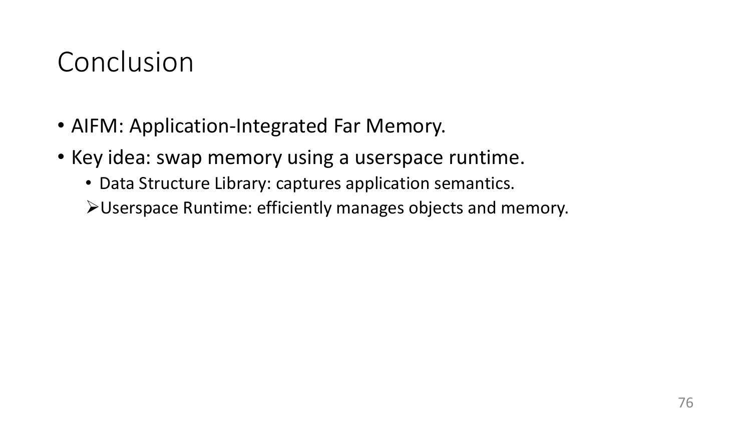# Conclusion

- AIFM: Application-Integrated Far Memory.
- Key idea: swap memory using a userspace runtime.
  - Data Structure Library: captures application semantics.
  - ➢Userspace Runtime: efficiently manages objects and memory.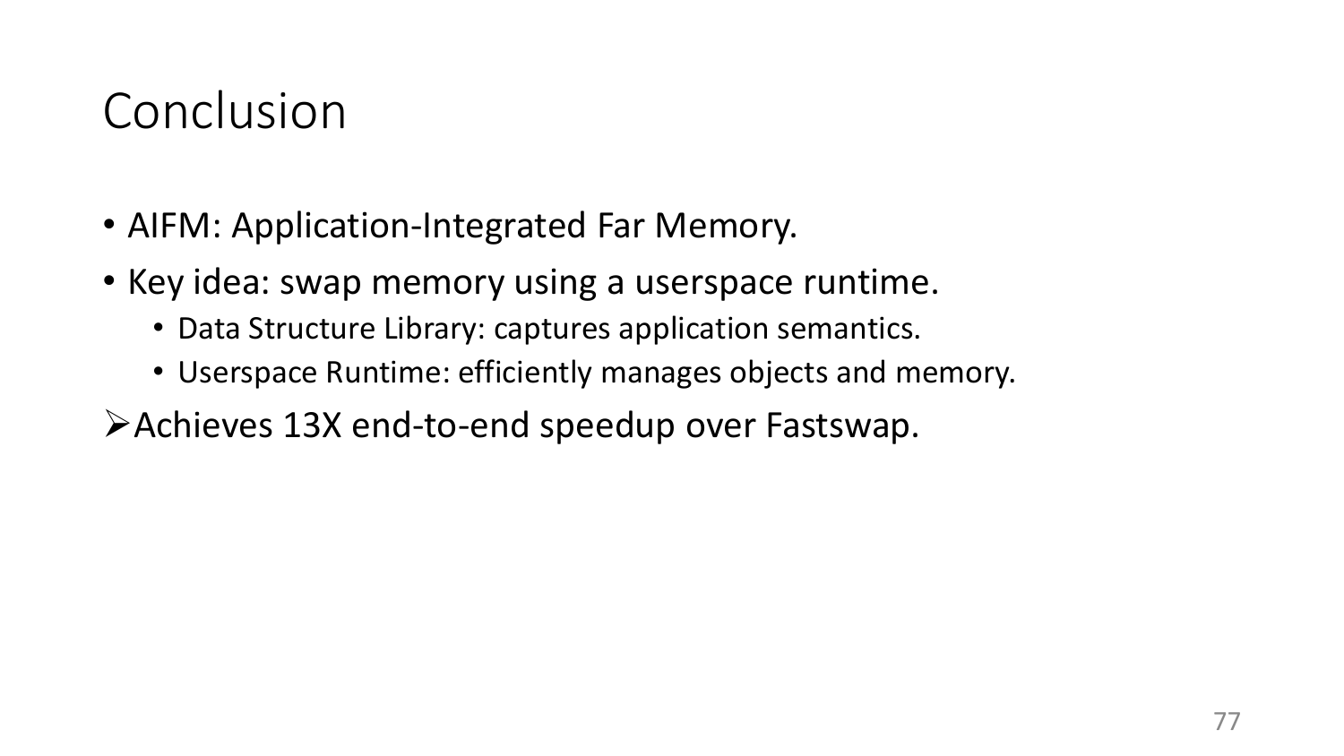# Conclusion

- AIFM: Application-Integrated Far Memory.
- Key idea: swap memory using a userspace runtime.
  - Data Structure Library: captures application semantics.
  - Userspace Runtime: efficiently manages objects and memory.

➢ Achieves 13X end-to-end speedup over Fastswap.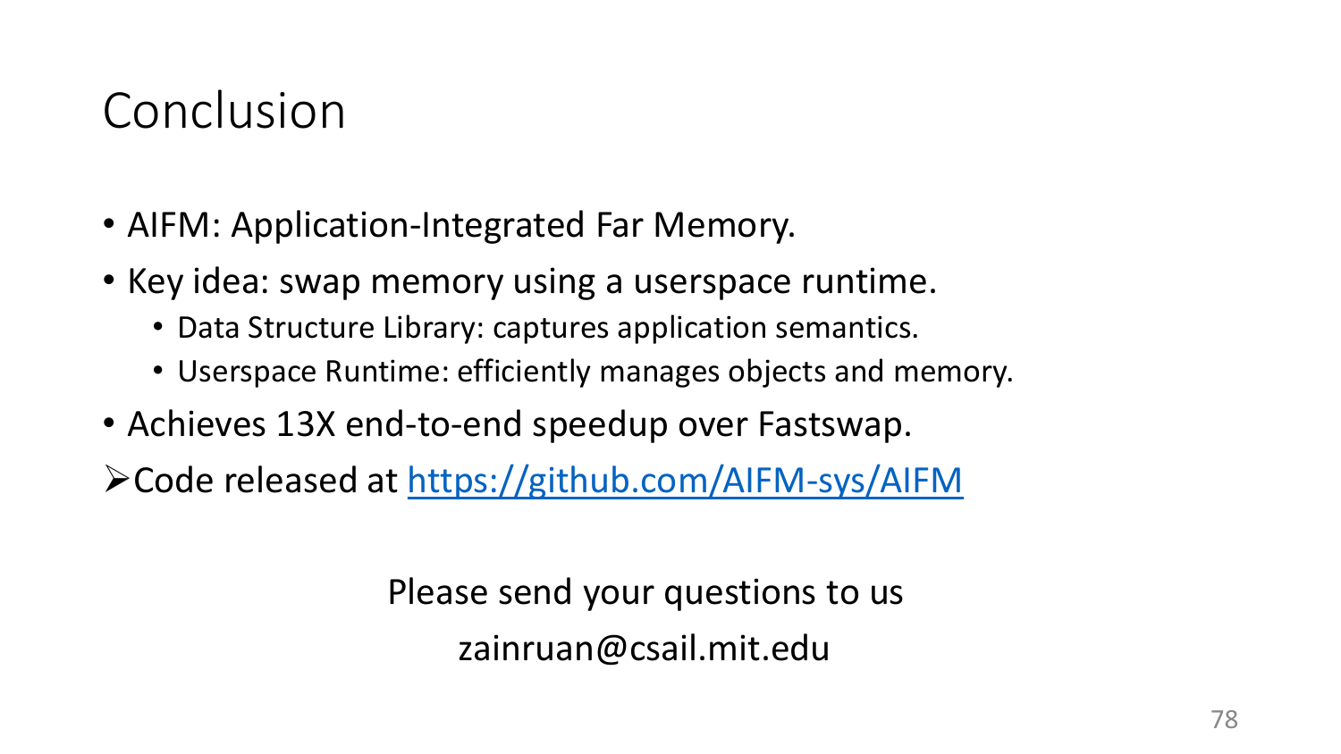# Conclusion

- AIFM: Application-Integrated Far Memory.
- Key idea: swap memory using a userspace runtime.
  - Data Structure Library: captures application semantics.
  - Userspace Runtime: efficiently manages objects and memory.
- Achieves 13X end-to-end speedup over Fastswap.

➢ Code released at [https://github.com/AIFM-sys/AIFM](https://github.com/AIFM-sys/AIFM)

Please send your questions to us

zainruan@csail.mit.edu